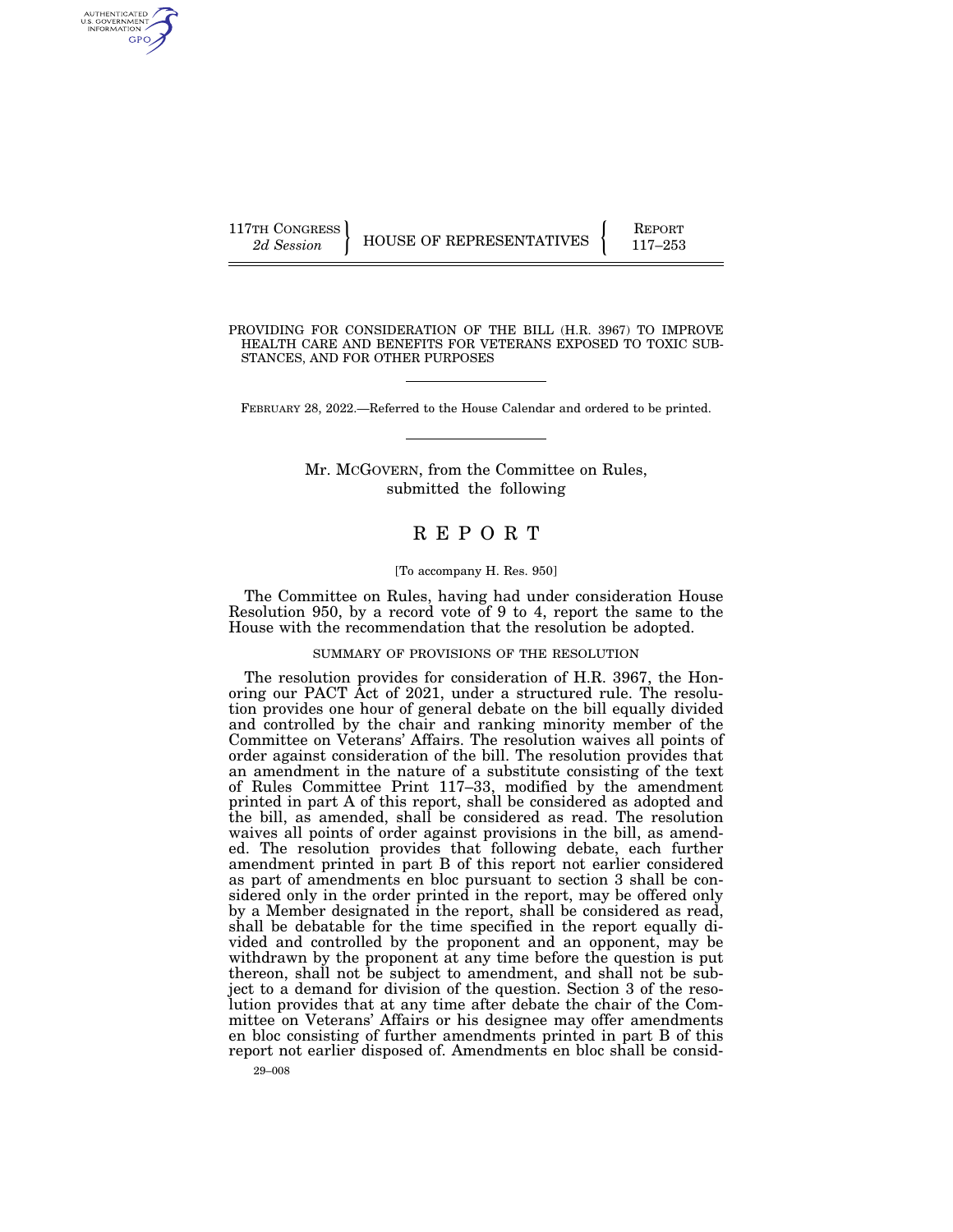117TH CONGRESS
2d Session

HOUSE OF REPRESENTATIVES

REPORT
117–253

# PROVIDING FOR CONSIDERATION OF THE BILL (H.R. 3967) TO IMPROVE HEALTH CARE AND BENEFITS FOR VETERANS EXPOSED TO TOXIC SUBSTANCES, AND FOR OTHER PURPOSES

FEBRUARY 28, 2022.—Referred to the House Calendar and ordered to be printed.

Mr. MCGOVERN, from the Committee on Rules, submitted the following

# REPORT

[To accompany H. Res. 950]

The Committee on Rules, having had under consideration House Resolution 950, by a record vote of 9 to 4, report the same to the House with the recommendation that the resolution be adopted.

## SUMMARY OF PROVISIONS OF THE RESOLUTION

The resolution provides for consideration of H.R. 3967, the Honoring our PACT Act of 2021, under a structured rule. The resolution provides one hour of general debate on the bill equally divided and controlled by the chair and ranking minority member of the Committee on Veterans' Affairs. The resolution waives all points of order against consideration of the bill. The resolution provides that an amendment in the nature of a substitute consisting of the text of Rules Committee Print 117–33, modified by the amendment printed in part A of this report, shall be considered as adopted and the bill, as amended, shall be considered as read. The resolution waives all points of order against provisions in the bill, as amended. The resolution provides that following debate, each further amendment printed in part B of this report not earlier considered as part of amendments en bloc pursuant to section 3 shall be considered only in the order printed in the report, may be offered only by a Member designated in the report, shall be considered as read, shall be debatable for the time specified in the report equally divided and controlled by the proponent and an opponent, may be withdrawn by the proponent at any time before the question is put thereon, shall not be subject to amendment, and shall not be subject to a demand for division of the question. Section 3 of the resolution provides that at any time after debate the chair of the Committee on Veterans' Affairs or his designee may offer amendments en bloc consisting of further amendments printed in part B of this report not earlier disposed of. Amendments en bloc shall be consid-

29–008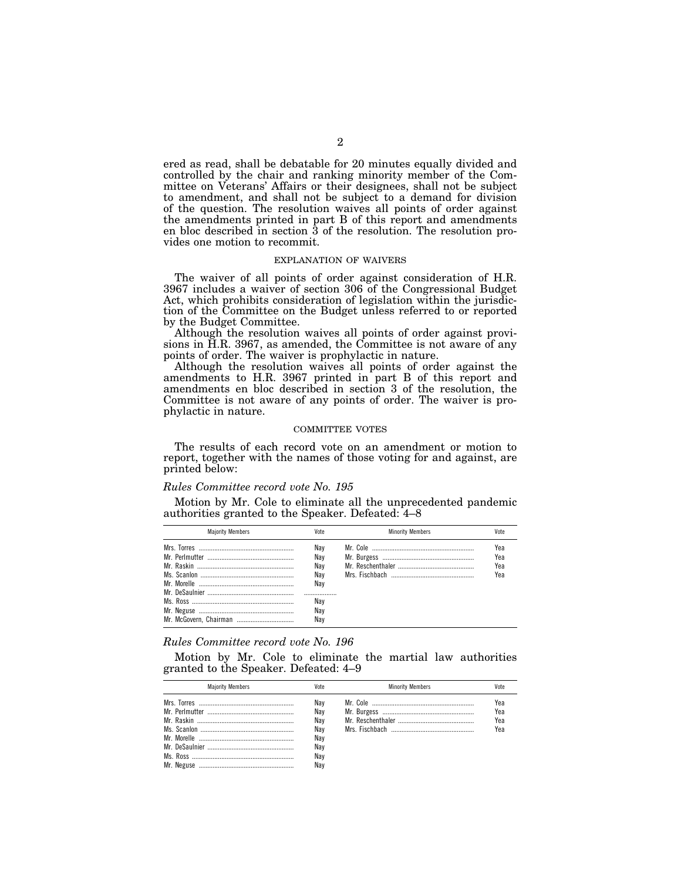ered as read, shall be debatable for 20 minutes equally divided and controlled by the chair and ranking minority member of the Committee on Veterans' Affairs or their designees, shall not be subject to amendment, and shall not be subject to a demand for division of the question. The resolution waives all points of order against the amendments printed in part B of this report and amendments en bloc described in section 3 of the resolution. The resolution provides one motion to recommit.

## EXPLANATION OF WAIVERS

The waiver of all points of order against consideration of H.R. 3967 includes a waiver of section 306 of the Congressional Budget Act, which prohibits consideration of legislation within the jurisdiction of the Committee on the Budget unless referred to or reported by the Budget Committee.

Although the resolution waives all points of order against provisions in H.R. 3967, as amended, the Committee is not aware of any points of order. The waiver is prophylactic in nature.

Although the resolution waives all points of order against the amendments to H.R. 3967 printed in part B of this report and amendments en bloc described in section 3 of the resolution, the Committee is not aware of any points of order. The waiver is prophylactic in nature.

## COMMITTEE VOTES

The results of each record vote on an amendment or motion to report, together with the names of those voting for and against, are printed below:

*Rules Committee record vote No. 195*

Motion by Mr. Cole to eliminate all the unprecedented pandemic authorities granted to the Speaker. Defeated: 4–8

| Majority Members | Vote | Minority Members | Vote |
|---|---|---|---|
| Mrs. Torres | Nay | Mr. Cole | Yea |
| Mr. Perlmutter | Nay | Mr. Burgess | Yea |
| Mr. Raskin | Nay | Mr. Reschenthaler | Yea |
| Ms. Scanlon | Nay | Mrs. Fischbach | Yea |
| Mr. Morelle | Nay | | |
| Mr. DeSaulnier | | | |
| Ms. Ross | Nay | | |
| Mr. Neguse | Nay | | |
| Mr. McGovern, Chairman | Nay | | |

*Rules Committee record vote No. 196*

Motion by Mr. Cole to eliminate the martial law authorities granted to the Speaker. Defeated: 4–9

| Majority Members | Vote | Minority Members | Vote |
|---|---|---|---|
| Mrs. Torres | Nay | Mr. Cole | Yea |
| Mr. Perlmutter | Nay | Mr. Burgess | Yea |
| Mr. Raskin | Nay | Mr. Reschenthaler | Yea |
| Ms. Scanlon | Nay | Mrs. Fischbach | Yea |
| Mr. Morelle | Nay | | |
| Mr. DeSaulnier | Nay | | |
| Ms. Ross | Nay | | |
| Mr. Neguse | Nay | | |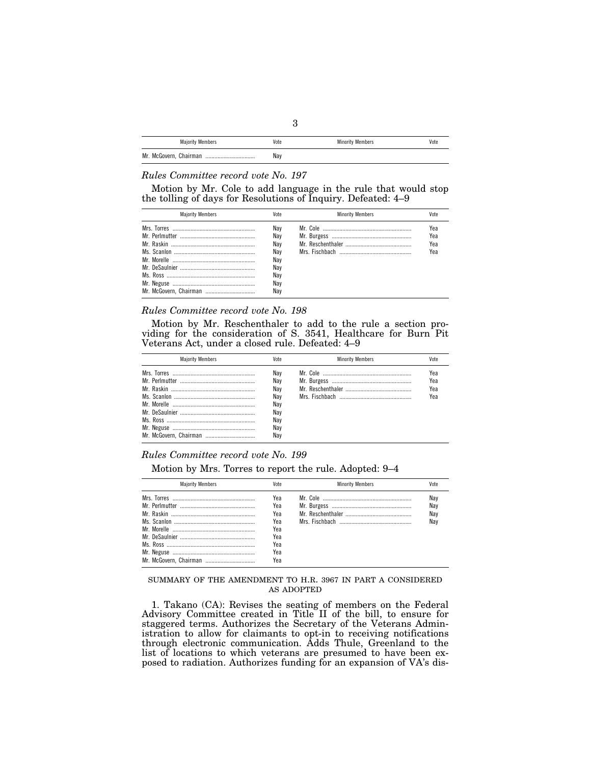| Majority Members | Vote | Minority Members | Vote |
|---|---|---|---|
| Mr. McGovern, Chairman | Nay | | |

*Rules Committee record vote No. 197*

Motion by Mr. Cole to add language in the rule that would stop the tolling of days for Resolutions of Inquiry. Defeated: 4–9

| Majority Members | Vote | Minority Members | Vote |
|---|---|---|---|
| Mrs. Torres | Nay | Mr. Cole | Yea |
| Mr. Perlmutter | Nay | Mr. Burgess | Yea |
| Mr. Raskin | Nay | Mr. Reschenthaler | Yea |
| Ms. Scanlon | Nay | Mrs. Fischbach | Yea |
| Mr. Morelle | Nay | | |
| Mr. DeSaulnier | Nay | | |
| Ms. Ross | Nay | | |
| Mr. Neguse | Nay | | |
| Mr. McGovern, Chairman | Nay | | |

*Rules Committee record vote No. 198*

Motion by Mr. Reschenthaler to add to the rule a section providing for the consideration of S. 3541, Healthcare for Burn Pit Veterans Act, under a closed rule. Defeated: 4–9

| Majority Members | Vote | Minority Members | Vote |
|---|---|---|---|
| Mrs. Torres | Nay | Mr. Cole | Yea |
| Mr. Perlmutter | Nay | Mr. Burgess | Yea |
| Mr. Raskin | Nay | Mr. Reschenthaler | Yea |
| Ms. Scanlon | Nay | Mrs. Fischbach | Yea |
| Mr. Morelle | Nay | | |
| Mr. DeSaulnier | Nay | | |
| Ms. Ross | Nay | | |
| Mr. Neguse | Nay | | |
| Mr. McGovern, Chairman | Nay | | |

*Rules Committee record vote No. 199*

Motion by Mrs. Torres to report the rule. Adopted: 9–4

| Majority Members | Vote | Minority Members | Vote |
|---|---|---|---|
| Mrs. Torres | Yea | Mr. Cole | Nay |
| Mr. Perlmutter | Yea | Mr. Burgess | Nay |
| Mr. Raskin | Yea | Mr. Reschenthaler | Nay |
| Ms. Scanlon | Yea | Mrs. Fischbach | Nay |
| Mr. Morelle | Yea | | |
| Mr. DeSaulnier | Yea | | |
| Ms. Ross | Yea | | |
| Mr. Neguse | Yea | | |
| Mr. McGovern, Chairman | Yea | | |

SUMMARY OF THE AMENDMENT TO H.R. 3967 IN PART A CONSIDERED AS ADOPTED

1. Takano (CA): Revises the seating of members on the Federal Advisory Committee created in Title II of the bill, to ensure for staggered terms. Authorizes the Secretary of the Veterans Administration to allow for claimants to opt-in to receiving notifications through electronic communication. Adds Thule, Greenland to the list of locations to which veterans are presumed to have been exposed to radiation. Authorizes funding for an expansion of VA's dis-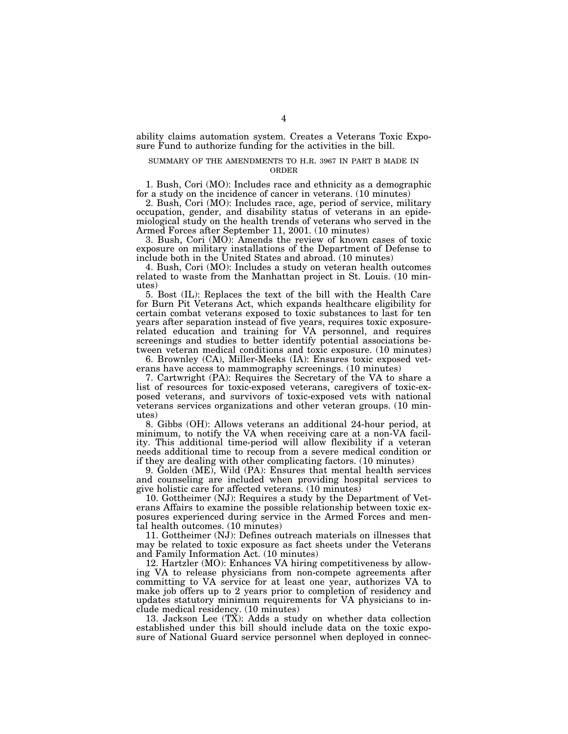ability claims automation system. Creates a Veterans Toxic Exposure Fund to authorize funding for the activities in the bill.

## SUMMARY OF THE AMENDMENTS TO H.R. 3967 IN PART B MADE IN ORDER

1. Bush, Cori (MO): Includes race and ethnicity as a demographic for a study on the incidence of cancer in veterans. (10 minutes)
2. Bush, Cori (MO): Includes race, age, period of service, military occupation, gender, and disability status of veterans in an epidemiological study on the health trends of veterans who served in the Armed Forces after September 11, 2001. (10 minutes)
3. Bush, Cori (MO): Amends the review of known cases of toxic exposure on military installations of the Department of Defense to include both in the United States and abroad. (10 minutes)
4. Bush, Cori (MO): Includes a study on veteran health outcomes related to waste from the Manhattan project in St. Louis. (10 minutes)
5. Bost (IL): Replaces the text of the bill with the Health Care for Burn Pit Veterans Act, which expands healthcare eligibility for certain combat veterans exposed to toxic substances to last for ten years after separation instead of five years, requires toxic exposure-related education and training for VA personnel, and requires screenings and studies to better identify potential associations between veteran medical conditions and toxic exposure. (10 minutes)
6. Brownley (CA), Miller-Meeks (IA): Ensures toxic exposed veterans have access to mammography screenings. (10 minutes)
7. Cartwright (PA): Requires the Secretary of the VA to share a list of resources for toxic-exposed veterans, caregivers of toxic-exposed veterans, and survivors of toxic-exposed vets with national veterans services organizations and other veteran groups. (10 minutes)
8. Gibbs (OH): Allows veterans an additional 24-hour period, at minimum, to notify the VA when receiving care at a non-VA facility. This additional time-period will allow flexibility if a veteran needs additional time to recoup from a severe medical condition or if they are dealing with other complicating factors. (10 minutes)
9. Golden (ME), Wild (PA): Ensures that mental health services and counseling are included when providing hospital services to give holistic care for affected veterans. (10 minutes)
10. Gottheimer (NJ): Requires a study by the Department of Veterans Affairs to examine the possible relationship between toxic exposures experienced during service in the Armed Forces and mental health outcomes. (10 minutes)
11. Gottheimer (NJ): Defines outreach materials on illnesses that may be related to toxic exposure as fact sheets under the Veterans and Family Information Act. (10 minutes)
12. Hartzler (MO): Enhances VA hiring competitiveness by allowing VA to release physicians from non-compete agreements after committing to VA service for at least one year, authorizes VA to make job offers up to 2 years prior to completion of residency and updates statutory minimum requirements for VA physicians to include medical residency. (10 minutes)
13. Jackson Lee (TX): Adds a study on whether data collection established under this bill should include data on the toxic exposure of National Guard service personnel when deployed in connec-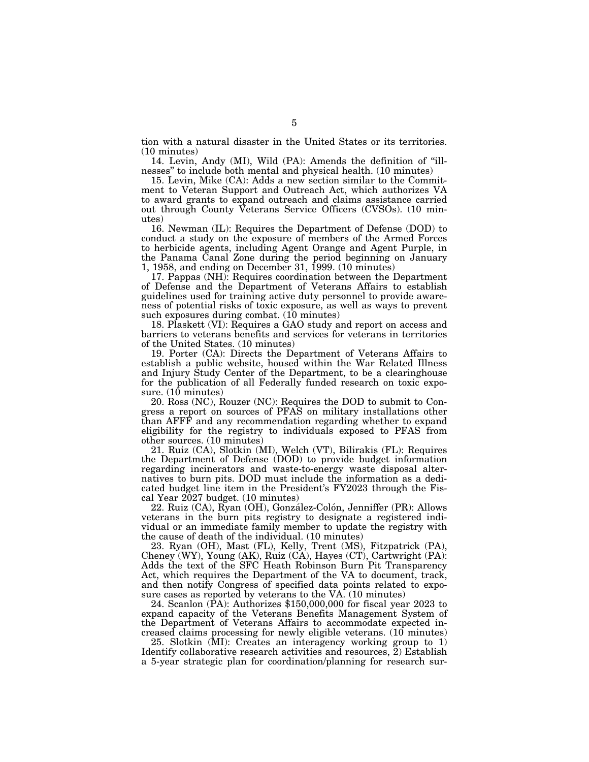tion with a natural disaster in the United States or its territories. (10 minutes)

14. Levin, Andy (MI), Wild (PA): Amends the definition of "illnesses" to include both mental and physical health. (10 minutes)

15. Levin, Mike (CA): Adds a new section similar to the Commitment to Veteran Support and Outreach Act, which authorizes VA to award grants to expand outreach and claims assistance carried out through County Veterans Service Officers (CVSOs). (10 minutes)

16. Newman (IL): Requires the Department of Defense (DOD) to conduct a study on the exposure of members of the Armed Forces to herbicide agents, including Agent Orange and Agent Purple, in the Panama Canal Zone during the period beginning on January 1, 1958, and ending on December 31, 1999. (10 minutes)

17. Pappas (NH): Requires coordination between the Department of Defense and the Department of Veterans Affairs to establish guidelines used for training active duty personnel to provide awareness of potential risks of toxic exposure, as well as ways to prevent such exposures during combat. (10 minutes)

18. Plaskett (VI): Requires a GAO study and report on access and barriers to veterans benefits and services for veterans in territories of the United States. (10 minutes)

19. Porter (CA): Directs the Department of Veterans Affairs to establish a public website, housed within the War Related Illness and Injury Study Center of the Department, to be a clearinghouse for the publication of all Federally funded research on toxic exposure. (10 minutes)

20. Ross (NC), Rouzer (NC): Requires the DOD to submit to Congress a report on sources of PFAS on military installations other than AFFF and any recommendation regarding whether to expand eligibility for the registry to individuals exposed to PFAS from other sources. (10 minutes)

21. Ruiz (CA), Slotkin (MI), Welch (VT), Bilirakis (FL): Requires the Department of Defense (DOD) to provide budget information regarding incinerators and waste-to-energy waste disposal alternatives to burn pits. DOD must include the information as a dedicated budget line item in the President's FY2023 through the Fiscal Year 2027 budget. (10 minutes)

22. Ruiz (CA), Ryan (OH), González-Colón, Jenniffer (PR): Allows veterans in the burn pits registry to designate a registered individual or an immediate family member to update the registry with the cause of death of the individual. (10 minutes)

23. Ryan (OH), Mast (FL), Kelly, Trent (MS), Fitzpatrick (PA), Cheney (WY), Young (AK), Ruiz (CA), Hayes (CT), Cartwright (PA): Adds the text of the SFC Heath Robinson Burn Pit Transparency Act, which requires the Department of the VA to document, track, and then notify Congress of specified data points related to exposure cases as reported by veterans to the VA. (10 minutes)

24. Scanlon (PA): Authorizes $150,000,000 for fiscal year 2023 to expand capacity of the Veterans Benefits Management System of the Department of Veterans Affairs to accommodate expected increased claims processing for newly eligible veterans. (10 minutes)

25. Slotkin (MI): Creates an interagency working group to 1) Identify collaborative research activities and resources, 2) Establish a 5-year strategic plan for coordination/planning for research sur-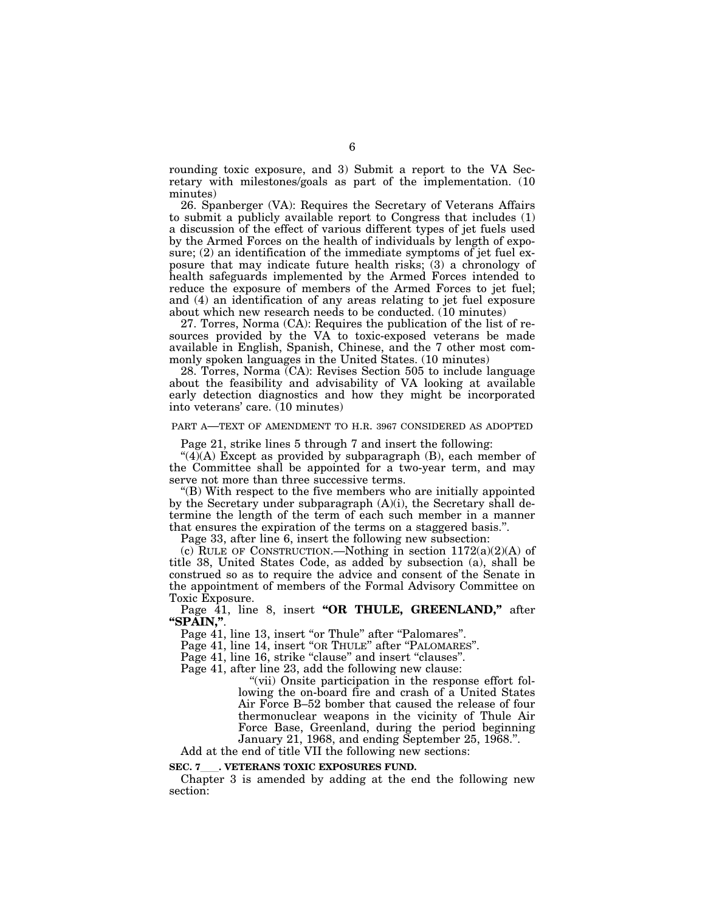rounding toxic exposure, and 3) Submit a report to the VA Secretary with milestones/goals as part of the implementation. (10 minutes)

26. Spanberger (VA): Requires the Secretary of Veterans Affairs to submit a publicly available report to Congress that includes (1) a discussion of the effect of various different types of jet fuels used by the Armed Forces on the health of individuals by length of exposure; (2) an identification of the immediate symptoms of jet fuel exposure that may indicate future health risks; (3) a chronology of health safeguards implemented by the Armed Forces intended to reduce the exposure of members of the Armed Forces to jet fuel; and (4) an identification of any areas relating to jet fuel exposure about which new research needs to be conducted. (10 minutes)

27. Torres, Norma (CA): Requires the publication of the list of resources provided by the VA to toxic-exposed veterans be made available in English, Spanish, Chinese, and the 7 other most commonly spoken languages in the United States. (10 minutes)

28. Torres, Norma (CA): Revises Section 505 to include language about the feasibility and advisability of VA looking at available early detection diagnostics and how they might be incorporated into veterans' care. (10 minutes)

PART A—TEXT OF AMENDMENT TO H.R. 3967 CONSIDERED AS ADOPTED

Page 21, strike lines 5 through 7 and insert the following:

"(4)(A) Except as provided by subparagraph (B), each member of the Committee shall be appointed for a two-year term, and may serve not more than three successive terms.

"(B) With respect to the five members who are initially appointed by the Secretary under subparagraph (A)(i), the Secretary shall determine the length of the term of each such member in a manner that ensures the expiration of the terms on a staggered basis.".

Page 33, after line 6, insert the following new subsection:

(c) RULE OF CONSTRUCTION.—Nothing in section 1172(a)(2)(A) of title 38, United States Code, as added by subsection (a), shall be construed so as to require the advice and consent of the Senate in the appointment of members of the Formal Advisory Committee on Toxic Exposure.

Page 41, line 8, insert **"OR THULE, GREENLAND,"** after **"SPAIN,"**.

Page 41, line 13, insert "or Thule" after "Palomares".

Page 41, line 14, insert "OR THULE" after "PALOMARES".

Page 41, line 16, strike "clause" and insert "clauses".

Page 41, after line 23, add the following new clause:

> "(vii) Onsite participation in the response effort following the on-board fire and crash of a United States Air Force B–52 bomber that caused the release of four thermonuclear weapons in the vicinity of Thule Air Force Base, Greenland, during the period beginning January 21, 1968, and ending September 25, 1968.".

Add at the end of title VII the following new sections:

**SEC. 7___. VETERANS TOXIC EXPOSURES FUND.**

Chapter 3 is amended by adding at the end the following new section: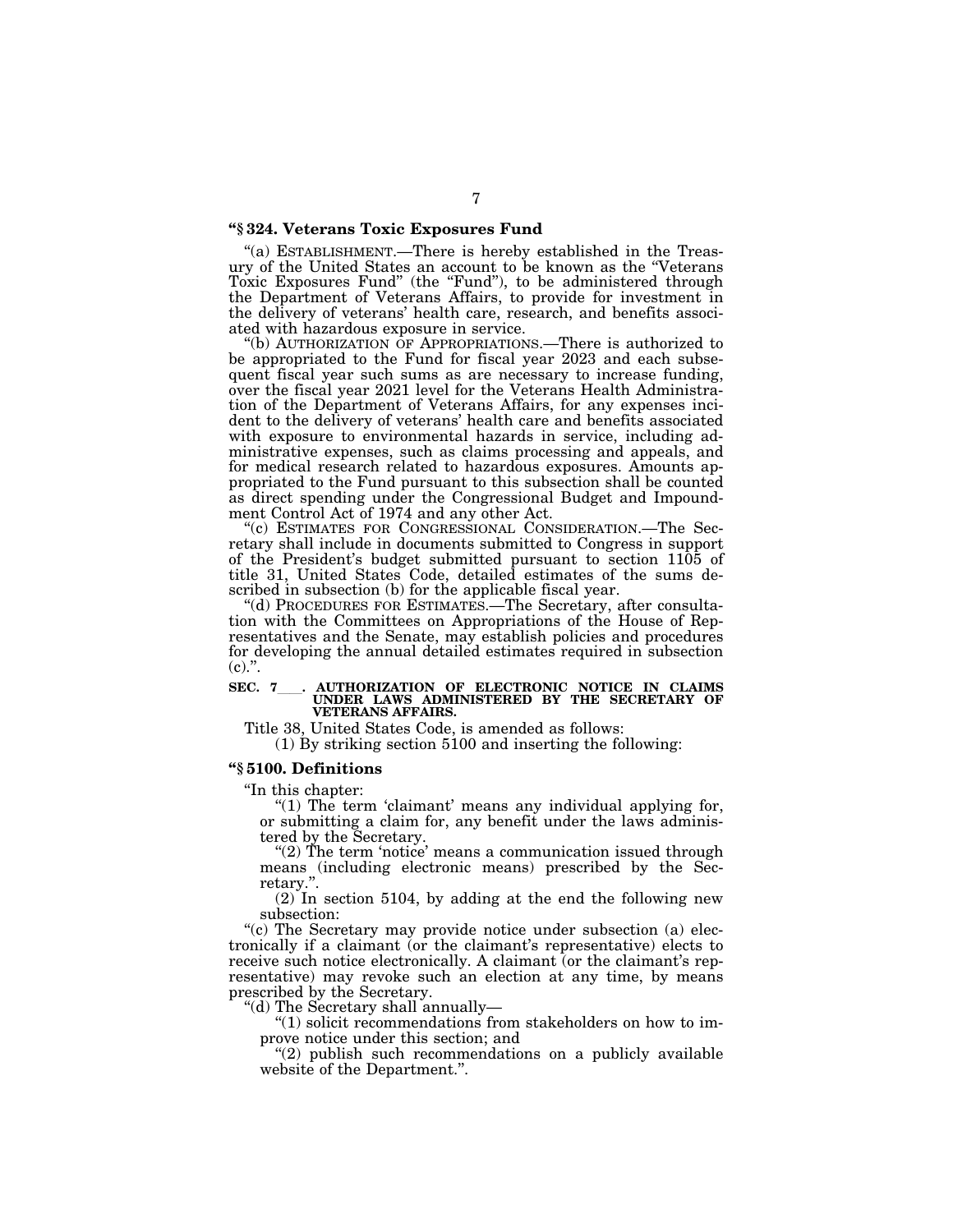**"§ 324. Veterans Toxic Exposures Fund**

"(a) ESTABLISHMENT.—There is hereby established in the Treasury of the United States an account to be known as the "Veterans Toxic Exposures Fund" (the "Fund"), to be administered through the Department of Veterans Affairs, to provide for investment in the delivery of veterans' health care, research, and benefits associated with hazardous exposure in service.

"(b) AUTHORIZATION OF APPROPRIATIONS.—There is authorized to be appropriated to the Fund for fiscal year 2023 and each subsequent fiscal year such sums as are necessary to increase funding, over the fiscal year 2021 level for the Veterans Health Administration of the Department of Veterans Affairs, for any expenses incident to the delivery of veterans' health care and benefits associated with exposure to environmental hazards in service, including administrative expenses, such as claims processing and appeals, and for medical research related to hazardous exposures. Amounts appropriated to the Fund pursuant to this subsection shall be counted as direct spending under the Congressional Budget and Impoundment Control Act of 1974 and any other Act.

"(c) ESTIMATES FOR CONGRESSIONAL CONSIDERATION.—The Secretary shall include in documents submitted to Congress in support of the President's budget submitted pursuant to section 1105 of title 31, United States Code, detailed estimates of the sums described in subsection (b) for the applicable fiscal year.

"(d) PROCEDURES FOR ESTIMATES.—The Secretary, after consultation with the Committees on Appropriations of the House of Representatives and the Senate, may establish policies and procedures for developing the annual detailed estimates required in subsection (c).".

**SEC. 7\_\_\_. AUTHORIZATION OF ELECTRONIC NOTICE IN CLAIMS UNDER LAWS ADMINISTERED BY THE SECRETARY OF VETERANS AFFAIRS.**

Title 38, United States Code, is amended as follows:

(1) By striking section 5100 and inserting the following:

**"§ 5100. Definitions**

"In this chapter:

"(1) The term 'claimant' means any individual applying for, or submitting a claim for, any benefit under the laws administered by the Secretary.

"(2) The term 'notice' means a communication issued through means (including electronic means) prescribed by the Secretary.".

(2) In section 5104, by adding at the end the following new subsection:

"(c) The Secretary may provide notice under subsection (a) electronically if a claimant (or the claimant's representative) elects to receive such notice electronically. A claimant (or the claimant's representative) may revoke such an election at any time, by means prescribed by the Secretary.

"(d) The Secretary shall annually—

"(1) solicit recommendations from stakeholders on how to improve notice under this section; and

"(2) publish such recommendations on a publicly available website of the Department.".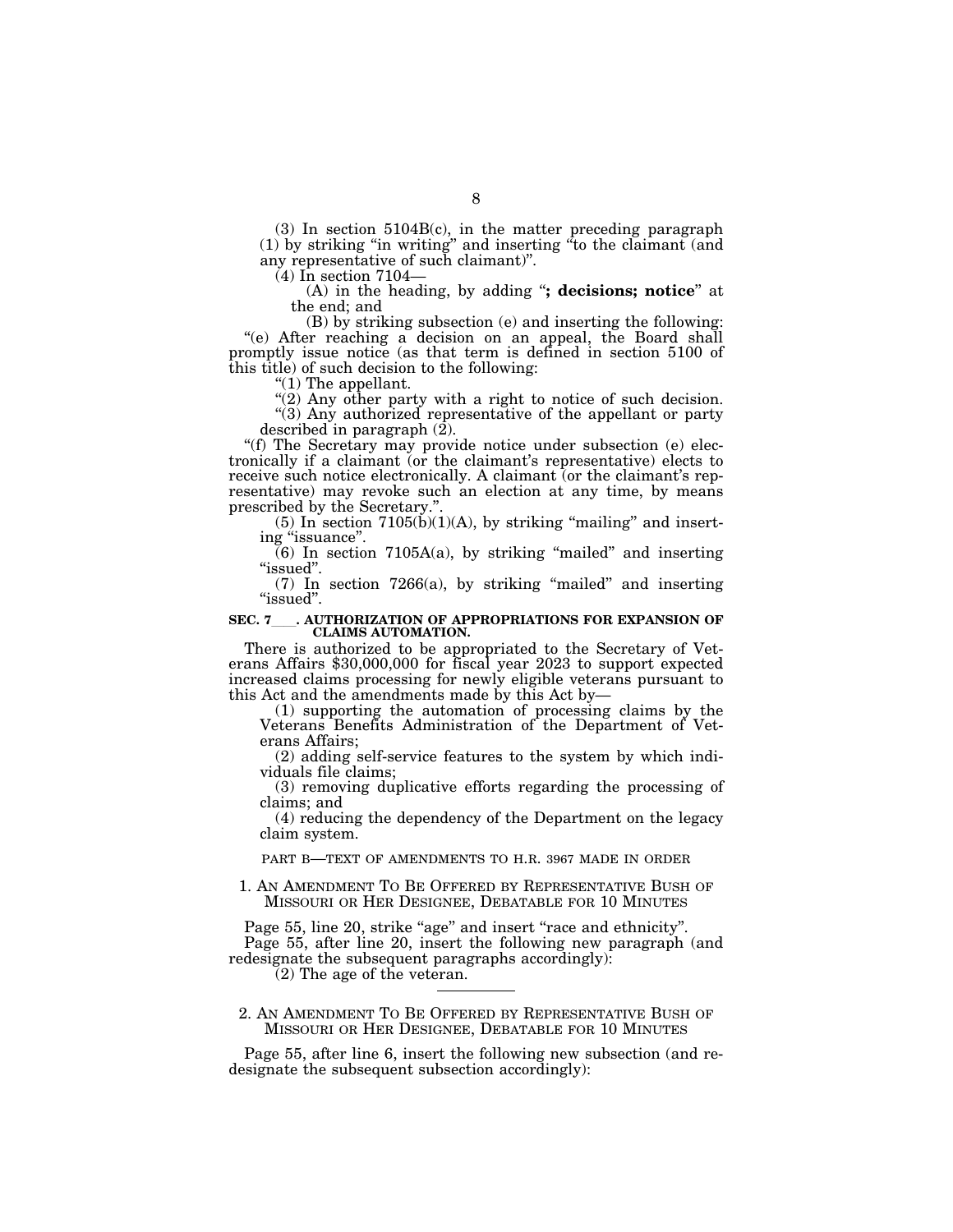(3) In section 5104B(c), in the matter preceding paragraph (1) by striking "in writing" and inserting "to the claimant (and any representative of such claimant)".

(4) In section 7104—

(A) in the heading, by adding "**; decisions; notice**" at the end; and

(B) by striking subsection (e) and inserting the following:

"(e) After reaching a decision on an appeal, the Board shall promptly issue notice (as that term is defined in section 5100 of this title) of such decision to the following:

"(1) The appellant.

"(2) Any other party with a right to notice of such decision.

"(3) Any authorized representative of the appellant or party described in paragraph (2).

"(f) The Secretary may provide notice under subsection (e) electronically if a claimant (or the claimant's representative) elects to receive such notice electronically. A claimant (or the claimant's representative) may revoke such an election at any time, by means prescribed by the Secretary.".

(5) In section 7105(b)(1)(A), by striking "mailing" and inserting "issuance".

(6) In section 7105A(a), by striking "mailed" and inserting "issued".

(7) In section 7266(a), by striking "mailed" and inserting "issued".

**SEC. 7\_\_\_. AUTHORIZATION OF APPROPRIATIONS FOR EXPANSION OF CLAIMS AUTOMATION.**

There is authorized to be appropriated to the Secretary of Veterans Affairs $30,000,000 for fiscal year 2023 to support expected increased claims processing for newly eligible veterans pursuant to this Act and the amendments made by this Act by—

(1) supporting the automation of processing claims by the Veterans Benefits Administration of the Department of Veterans Affairs;

(2) adding self-service features to the system by which individuals file claims;

(3) removing duplicative efforts regarding the processing of claims; and

(4) reducing the dependency of the Department on the legacy claim system.

PART B—TEXT OF AMENDMENTS TO H.R. 3967 MADE IN ORDER

1. AN AMENDMENT TO BE OFFERED BY REPRESENTATIVE BUSH OF MISSOURI OR HER DESIGNEE, DEBATABLE FOR 10 MINUTES

Page 55, line 20, strike "age" and insert "race and ethnicity".

Page 55, after line 20, insert the following new paragraph (and redesignate the subsequent paragraphs accordingly):

(2) The age of the veteran.

---

2. AN AMENDMENT TO BE OFFERED BY REPRESENTATIVE BUSH OF MISSOURI OR HER DESIGNEE, DEBATABLE FOR 10 MINUTES

Page 55, after line 6, insert the following new subsection (and redesignate the subsequent subsection accordingly):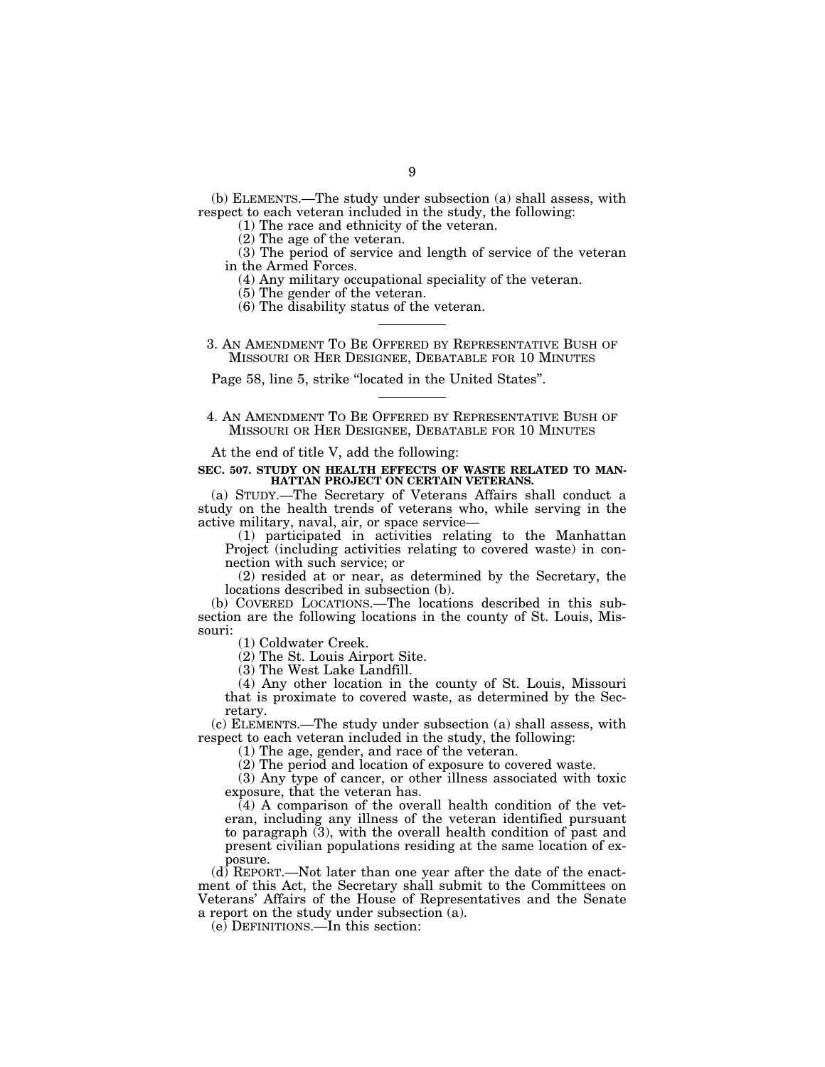(b) ELEMENTS.—The study under subsection (a) shall assess, with respect to each veteran included in the study, the following:

(1) The race and ethnicity of the veteran.

(2) The age of the veteran.

(3) The period of service and length of service of the veteran in the Armed Forces.

(4) Any military occupational speciality of the veteran.

(5) The gender of the veteran.

(6) The disability status of the veteran.

---

3. AN AMENDMENT TO BE OFFERED BY REPRESENTATIVE BUSH OF MISSOURI OR HER DESIGNEE, DEBATABLE FOR 10 MINUTES

Page 58, line 5, strike "located in the United States".

---

4. AN AMENDMENT TO BE OFFERED BY REPRESENTATIVE BUSH OF MISSOURI OR HER DESIGNEE, DEBATABLE FOR 10 MINUTES

At the end of title V, add the following:

**SEC. 507. STUDY ON HEALTH EFFECTS OF WASTE RELATED TO MANHATTAN PROJECT ON CERTAIN VETERANS.**

(a) STUDY.—The Secretary of Veterans Affairs shall conduct a study on the health trends of veterans who, while serving in the active military, naval, air, or space service—

(1) participated in activities relating to the Manhattan Project (including activities relating to covered waste) in connection with such service; or

(2) resided at or near, as determined by the Secretary, the locations described in subsection (b).

(b) COVERED LOCATIONS.—The locations described in this subsection are the following locations in the county of St. Louis, Missouri:

(1) Coldwater Creek.

(2) The St. Louis Airport Site.

(3) The West Lake Landfill.

(4) Any other location in the county of St. Louis, Missouri that is proximate to covered waste, as determined by the Secretary.

(c) ELEMENTS.—The study under subsection (a) shall assess, with respect to each veteran included in the study, the following:

(1) The age, gender, and race of the veteran.

(2) The period and location of exposure to covered waste.

(3) Any type of cancer, or other illness associated with toxic exposure, that the veteran has.

(4) A comparison of the overall health condition of the veteran, including any illness of the veteran identified pursuant to paragraph (3), with the overall health condition of past and present civilian populations residing at the same location of exposure.

(d) REPORT.—Not later than one year after the date of the enactment of this Act, the Secretary shall submit to the Committees on Veterans' Affairs of the House of Representatives and the Senate a report on the study under subsection (a).

(e) DEFINITIONS.—In this section: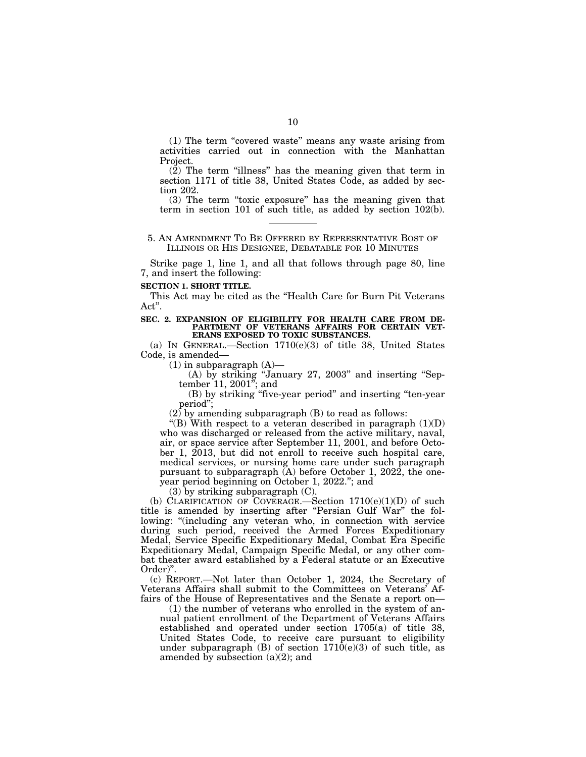(1) The term "covered waste" means any waste arising from activities carried out in connection with the Manhattan Project.

(2) The term "illness" has the meaning given that term in section 1171 of title 38, United States Code, as added by section 202.

(3) The term "toxic exposure" has the meaning given that term in section 101 of such title, as added by section 102(b).

---

5. AN AMENDMENT TO BE OFFERED BY REPRESENTATIVE BOST OF ILLINOIS OR HIS DESIGNEE, DEBATABLE FOR 10 MINUTES

Strike page 1, line 1, and all that follows through page 80, line 7, and insert the following:

**SECTION 1. SHORT TITLE.**

This Act may be cited as the "Health Care for Burn Pit Veterans Act".

**SEC. 2. EXPANSION OF ELIGIBILITY FOR HEALTH CARE FROM DEPARTMENT OF VETERANS AFFAIRS FOR CERTAIN VETERANS EXPOSED TO TOXIC SUBSTANCES.**

(a) IN GENERAL.—Section 1710(e)(3) of title 38, United States Code, is amended—

(1) in subparagraph (A)—

(A) by striking "January 27, 2003" and inserting "September 11, 2001"; and

(B) by striking "five-year period" and inserting "ten-year period";

(2) by amending subparagraph (B) to read as follows:

"(B) With respect to a veteran described in paragraph (1)(D) who was discharged or released from the active military, naval, air, or space service after September 11, 2001, and before October 1, 2013, but did not enroll to receive such hospital care, medical services, or nursing home care under such paragraph pursuant to subparagraph (A) before October 1, 2022, the one-year period beginning on October 1, 2022."; and

(3) by striking subparagraph (C).

(b) CLARIFICATION OF COVERAGE.—Section 1710(e)(1)(D) of such title is amended by inserting after "Persian Gulf War" the following: "(including any veteran who, in connection with service during such period, received the Armed Forces Expeditionary Medal, Service Specific Expeditionary Medal, Combat Era Specific Expeditionary Medal, Campaign Specific Medal, or any other combat theater award established by a Federal statute or an Executive Order)".

(c) REPORT.—Not later than October 1, 2024, the Secretary of Veterans Affairs shall submit to the Committees on Veterans' Affairs of the House of Representatives and the Senate a report on—

(1) the number of veterans who enrolled in the system of annual patient enrollment of the Department of Veterans Affairs established and operated under section 1705(a) of title 38, United States Code, to receive care pursuant to eligibility under subparagraph (B) of section 1710(e)(3) of such title, as amended by subsection (a)(2); and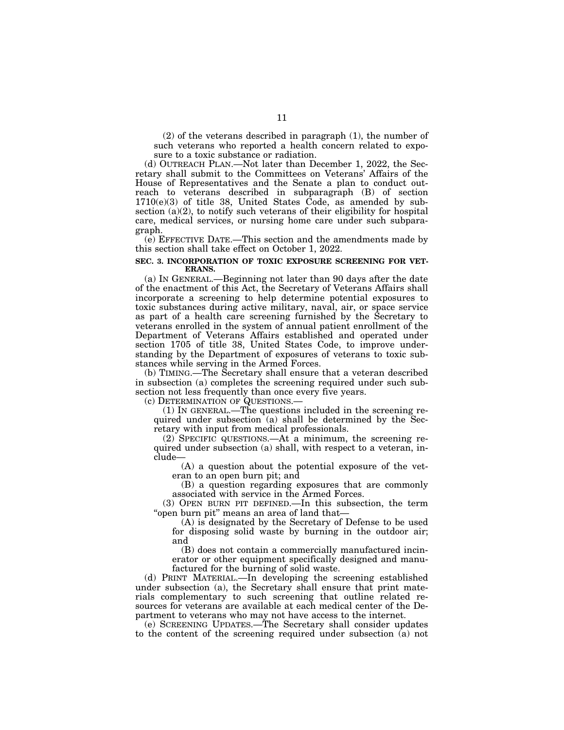(2) of the veterans described in paragraph (1), the number of such veterans who reported a health concern related to exposure to a toxic substance or radiation.

(d) OUTREACH PLAN.—Not later than December 1, 2022, the Secretary shall submit to the Committees on Veterans' Affairs of the House of Representatives and the Senate a plan to conduct outreach to veterans described in subparagraph (B) of section 1710(e)(3) of title 38, United States Code, as amended by subsection (a)(2), to notify such veterans of their eligibility for hospital care, medical services, or nursing home care under such subparagraph.

(e) EFFECTIVE DATE.—This section and the amendments made by this section shall take effect on October 1, 2022.

**SEC. 3. INCORPORATION OF TOXIC EXPOSURE SCREENING FOR VETERANS.**

(a) IN GENERAL.—Beginning not later than 90 days after the date of the enactment of this Act, the Secretary of Veterans Affairs shall incorporate a screening to help determine potential exposures to toxic substances during active military, naval, air, or space service as part of a health care screening furnished by the Secretary to veterans enrolled in the system of annual patient enrollment of the Department of Veterans Affairs established and operated under section 1705 of title 38, United States Code, to improve understanding by the Department of exposures of veterans to toxic substances while serving in the Armed Forces.

(b) TIMING.—The Secretary shall ensure that a veteran described in subsection (a) completes the screening required under such subsection not less frequently than once every five years.

(c) DETERMINATION OF QUESTIONS.—

(1) IN GENERAL.—The questions included in the screening required under subsection (a) shall be determined by the Secretary with input from medical professionals.

(2) SPECIFIC QUESTIONS.—At a minimum, the screening required under subsection (a) shall, with respect to a veteran, include—

(A) a question about the potential exposure of the veteran to an open burn pit; and

(B) a question regarding exposures that are commonly associated with service in the Armed Forces.

(3) OPEN BURN PIT DEFINED.—In this subsection, the term "open burn pit" means an area of land that—

(A) is designated by the Secretary of Defense to be used for disposing solid waste by burning in the outdoor air; and

(B) does not contain a commercially manufactured incinerator or other equipment specifically designed and manufactured for the burning of solid waste.

(d) PRINT MATERIAL.—In developing the screening established under subsection (a), the Secretary shall ensure that print materials complementary to such screening that outline related resources for veterans are available at each medical center of the Department to veterans who may not have access to the internet.

(e) SCREENING UPDATES.—The Secretary shall consider updates to the content of the screening required under subsection (a) not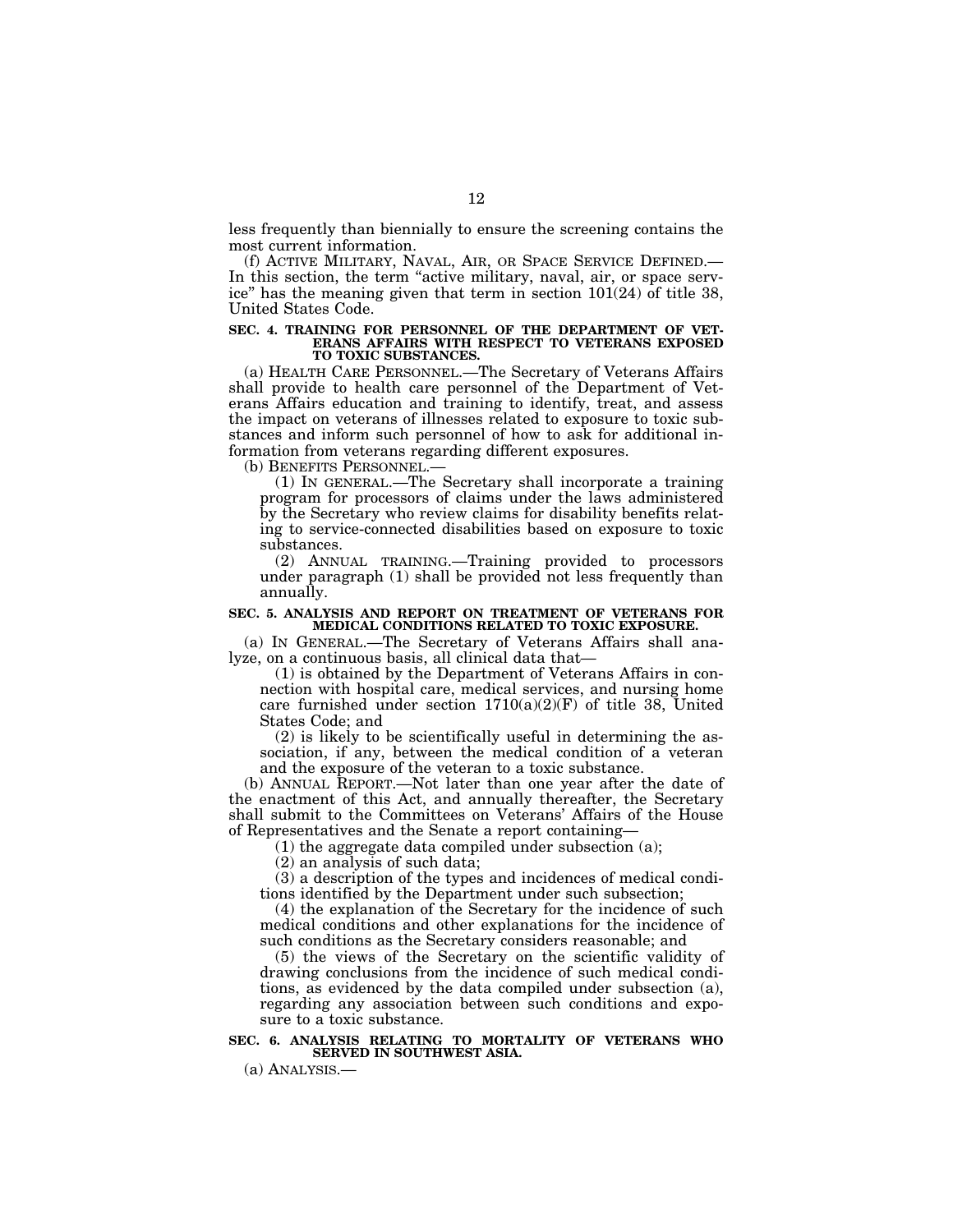less frequently than biennially to ensure the screening contains the most current information.

(f) ACTIVE MILITARY, NAVAL, AIR, OR SPACE SERVICE DEFINED.—In this section, the term "active military, naval, air, or space service" has the meaning given that term in section 101(24) of title 38, United States Code.

**SEC. 4. TRAINING FOR PERSONNEL OF THE DEPARTMENT OF VETERANS AFFAIRS WITH RESPECT TO VETERANS EXPOSED TO TOXIC SUBSTANCES.**

(a) HEALTH CARE PERSONNEL.—The Secretary of Veterans Affairs shall provide to health care personnel of the Department of Veterans Affairs education and training to identify, treat, and assess the impact on veterans of illnesses related to exposure to toxic substances and inform such personnel of how to ask for additional information from veterans regarding different exposures.

(b) BENEFITS PERSONNEL.—

(1) IN GENERAL.—The Secretary shall incorporate a training program for processors of claims under the laws administered by the Secretary who review claims for disability benefits relating to service-connected disabilities based on exposure to toxic substances.

(2) ANNUAL TRAINING.—Training provided to processors under paragraph (1) shall be provided not less frequently than annually.

**SEC. 5. ANALYSIS AND REPORT ON TREATMENT OF VETERANS FOR MEDICAL CONDITIONS RELATED TO TOXIC EXPOSURE.**

(a) IN GENERAL.—The Secretary of Veterans Affairs shall analyze, on a continuous basis, all clinical data that—

(1) is obtained by the Department of Veterans Affairs in connection with hospital care, medical services, and nursing home care furnished under section 1710(a)(2)(F) of title 38, United States Code; and

(2) is likely to be scientifically useful in determining the association, if any, between the medical condition of a veteran and the exposure of the veteran to a toxic substance.

(b) ANNUAL REPORT.—Not later than one year after the date of the enactment of this Act, and annually thereafter, the Secretary shall submit to the Committees on Veterans' Affairs of the House of Representatives and the Senate a report containing—

(1) the aggregate data compiled under subsection (a);

(2) an analysis of such data;

(3) a description of the types and incidences of medical conditions identified by the Department under such subsection;

(4) the explanation of the Secretary for the incidence of such medical conditions and other explanations for the incidence of such conditions as the Secretary considers reasonable; and

(5) the views of the Secretary on the scientific validity of drawing conclusions from the incidence of such medical conditions, as evidenced by the data compiled under subsection (a), regarding any association between such conditions and exposure to a toxic substance.

**SEC. 6. ANALYSIS RELATING TO MORTALITY OF VETERANS WHO SERVED IN SOUTHWEST ASIA.**

(a) ANALYSIS.—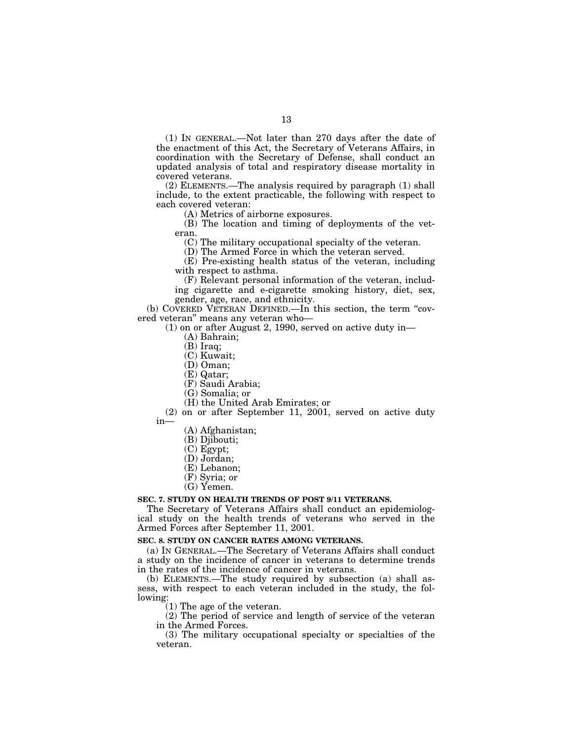(1) IN GENERAL.—Not later than 270 days after the date of the enactment of this Act, the Secretary of Veterans Affairs, in coordination with the Secretary of Defense, shall conduct an updated analysis of total and respiratory disease mortality in covered veterans.

(2) ELEMENTS.—The analysis required by paragraph (1) shall include, to the extent practicable, the following with respect to each covered veteran:

(A) Metrics of airborne exposures.

(B) The location and timing of deployments of the veteran.

(C) The military occupational specialty of the veteran.

(D) The Armed Force in which the veteran served.

(E) Pre-existing health status of the veteran, including with respect to asthma.

(F) Relevant personal information of the veteran, including cigarette and e-cigarette smoking history, diet, sex, gender, age, race, and ethnicity.

(b) COVERED VETERAN DEFINED.—In this section, the term "covered veteran" means any veteran who—

(1) on or after August 2, 1990, served on active duty in—

(A) Bahrain;

(B) Iraq;

(C) Kuwait;

(D) Oman;

(E) Qatar;

(F) Saudi Arabia;

(G) Somalia; or

(H) the United Arab Emirates; or

(2) on or after September 11, 2001, served on active duty in—

(A) Afghanistan;

(B) Djibouti;

(C) Egypt;

(D) Jordan;

(E) Lebanon;

(F) Syria; or

(G) Yemen.

**SEC. 7. STUDY ON HEALTH TRENDS OF POST 9/11 VETERANS.**

The Secretary of Veterans Affairs shall conduct an epidemiological study on the health trends of veterans who served in the Armed Forces after September 11, 2001.

**SEC. 8. STUDY ON CANCER RATES AMONG VETERANS.**

(a) IN GENERAL.—The Secretary of Veterans Affairs shall conduct a study on the incidence of cancer in veterans to determine trends in the rates of the incidence of cancer in veterans.

(b) ELEMENTS.—The study required by subsection (a) shall assess, with respect to each veteran included in the study, the following:

(1) The age of the veteran.

(2) The period of service and length of service of the veteran in the Armed Forces.

(3) The military occupational specialty or specialties of the veteran.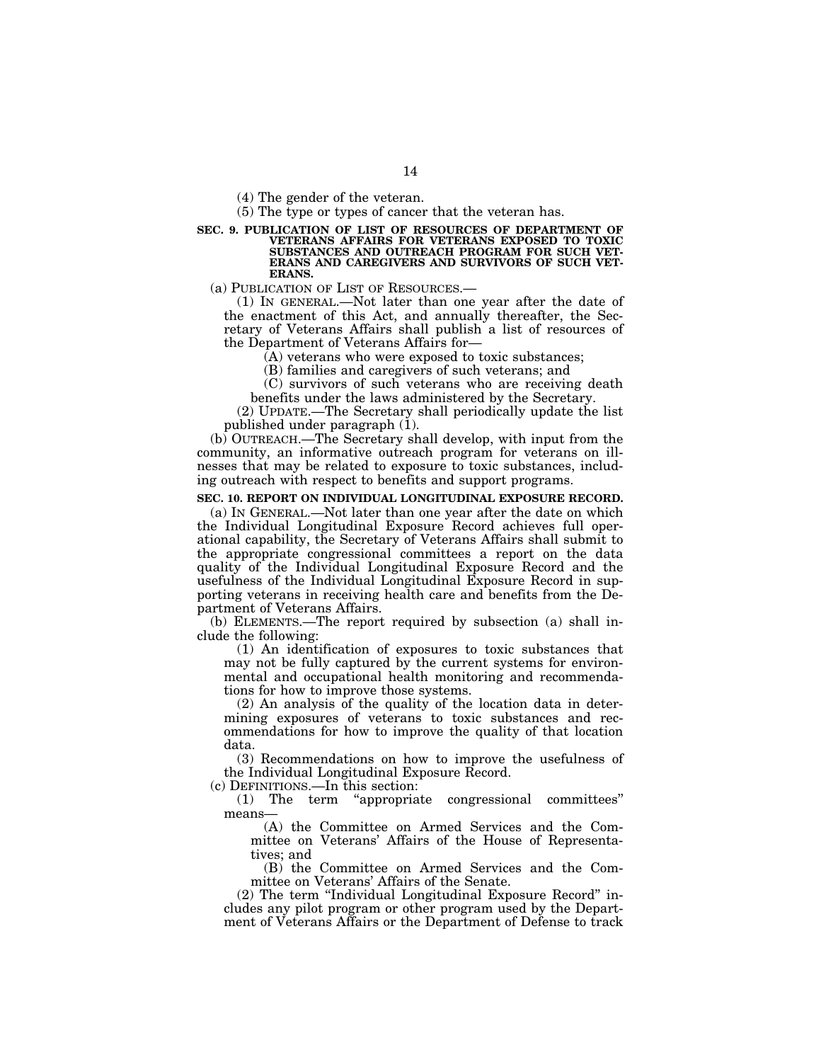(4) The gender of the veteran.

(5) The type or types of cancer that the veteran has.

**SEC. 9. PUBLICATION OF LIST OF RESOURCES OF DEPARTMENT OF VETERANS AFFAIRS FOR VETERANS EXPOSED TO TOXIC SUBSTANCES AND OUTREACH PROGRAM FOR SUCH VETERANS AND CAREGIVERS AND SURVIVORS OF SUCH VETERANS.**

(a) PUBLICATION OF LIST OF RESOURCES.—

(1) IN GENERAL.—Not later than one year after the date of the enactment of this Act, and annually thereafter, the Secretary of Veterans Affairs shall publish a list of resources of the Department of Veterans Affairs for—

(A) veterans who were exposed to toxic substances;

(B) families and caregivers of such veterans; and

(C) survivors of such veterans who are receiving death benefits under the laws administered by the Secretary.

(2) UPDATE.—The Secretary shall periodically update the list published under paragraph (1).

(b) OUTREACH.—The Secretary shall develop, with input from the community, an informative outreach program for veterans on illnesses that may be related to exposure to toxic substances, including outreach with respect to benefits and support programs.

**SEC. 10. REPORT ON INDIVIDUAL LONGITUDINAL EXPOSURE RECORD.**

(a) IN GENERAL.—Not later than one year after the date on which the Individual Longitudinal Exposure Record achieves full operational capability, the Secretary of Veterans Affairs shall submit to the appropriate congressional committees a report on the data quality of the Individual Longitudinal Exposure Record and the usefulness of the Individual Longitudinal Exposure Record in supporting veterans in receiving health care and benefits from the Department of Veterans Affairs.

(b) ELEMENTS.—The report required by subsection (a) shall include the following:

(1) An identification of exposures to toxic substances that may not be fully captured by the current systems for environmental and occupational health monitoring and recommendations for how to improve those systems.

(2) An analysis of the quality of the location data in determining exposures of veterans to toxic substances and recommendations for how to improve the quality of that location data.

(3) Recommendations on how to improve the usefulness of the Individual Longitudinal Exposure Record.

(c) DEFINITIONS.—In this section:

(1) The term "appropriate congressional committees" means—

(A) the Committee on Armed Services and the Committee on Veterans' Affairs of the House of Representatives; and

(B) the Committee on Armed Services and the Committee on Veterans' Affairs of the Senate.

(2) The term "Individual Longitudinal Exposure Record" includes any pilot program or other program used by the Department of Veterans Affairs or the Department of Defense to track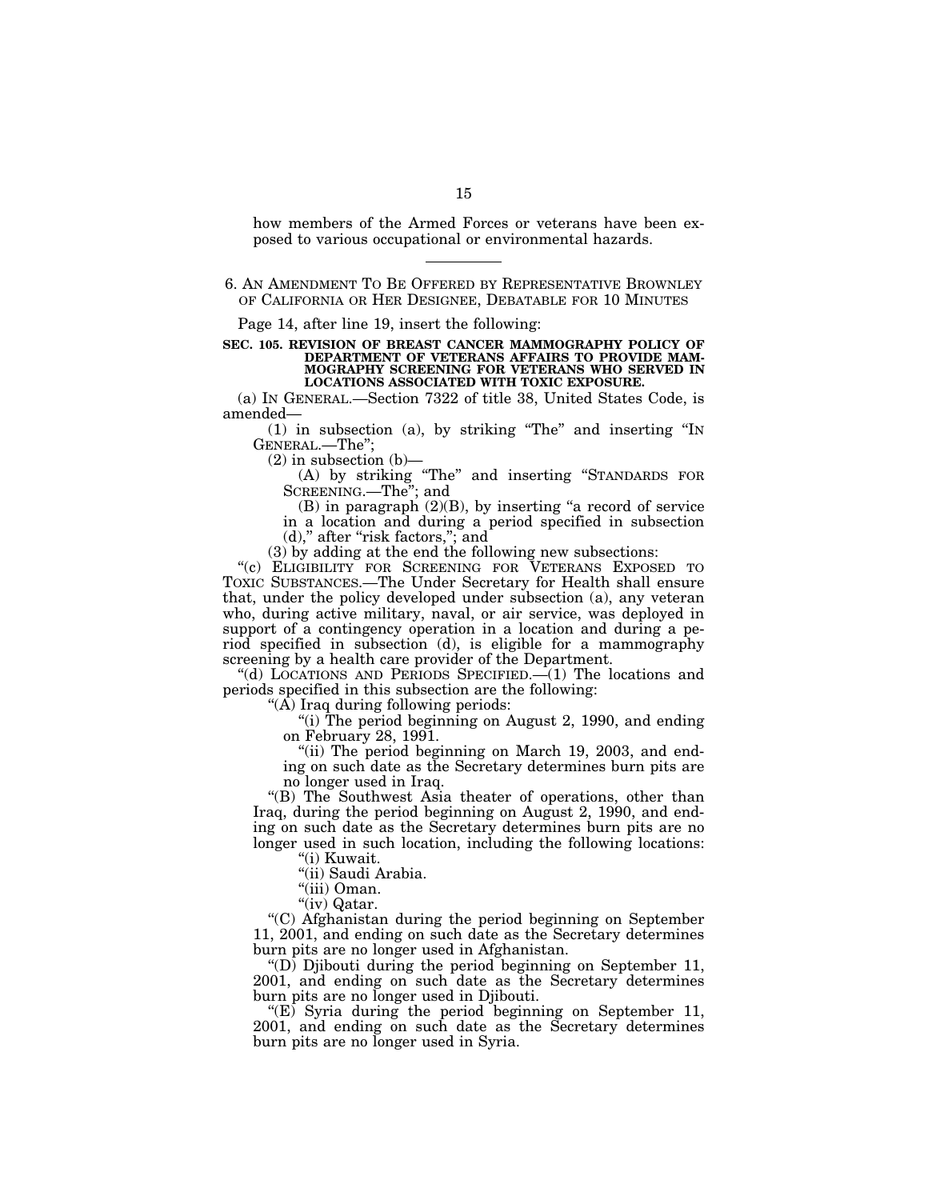how members of the Armed Forces or veterans have been exposed to various occupational or environmental hazards.

---

6. AN AMENDMENT TO BE OFFERED BY REPRESENTATIVE BROWNLEY OF CALIFORNIA OR HER DESIGNEE, DEBATABLE FOR 10 MINUTES

Page 14, after line 19, insert the following:

**SEC. 105. REVISION OF BREAST CANCER MAMMOGRAPHY POLICY OF DEPARTMENT OF VETERANS AFFAIRS TO PROVIDE MAMMOGRAPHY SCREENING FOR VETERANS WHO SERVED IN LOCATIONS ASSOCIATED WITH TOXIC EXPOSURE.**

(a) IN GENERAL.—Section 7322 of title 38, United States Code, is amended—

(1) in subsection (a), by striking "The" and inserting "IN GENERAL.—The";

(2) in subsection (b)—

(A) by striking "The" and inserting "STANDARDS FOR SCREENING.—The"; and

(B) in paragraph (2)(B), by inserting "a record of service in a location and during a period specified in subsection (d)," after "risk factors,"; and

(3) by adding at the end the following new subsections:

"(c) ELIGIBILITY FOR SCREENING FOR VETERANS EXPOSED TO TOXIC SUBSTANCES.—The Under Secretary for Health shall ensure that, under the policy developed under subsection (a), any veteran who, during active military, naval, or air service, was deployed in support of a contingency operation in a location and during a period specified in subsection (d), is eligible for a mammography screening by a health care provider of the Department.

"(d) LOCATIONS AND PERIODS SPECIFIED.—(1) The locations and periods specified in this subsection are the following:

"(A) Iraq during following periods:

"(i) The period beginning on August 2, 1990, and ending on February 28, 1991.

"(ii) The period beginning on March 19, 2003, and ending on such date as the Secretary determines burn pits are no longer used in Iraq.

"(B) The Southwest Asia theater of operations, other than Iraq, during the period beginning on August 2, 1990, and ending on such date as the Secretary determines burn pits are no longer used in such location, including the following locations:

"(i) Kuwait.

"(ii) Saudi Arabia.

"(iii) Oman.

"(iv) Qatar.

"(C) Afghanistan during the period beginning on September 11, 2001, and ending on such date as the Secretary determines burn pits are no longer used in Afghanistan.

"(D) Djibouti during the period beginning on September 11, 2001, and ending on such date as the Secretary determines burn pits are no longer used in Djibouti.

"(E) Syria during the period beginning on September 11, 2001, and ending on such date as the Secretary determines burn pits are no longer used in Syria.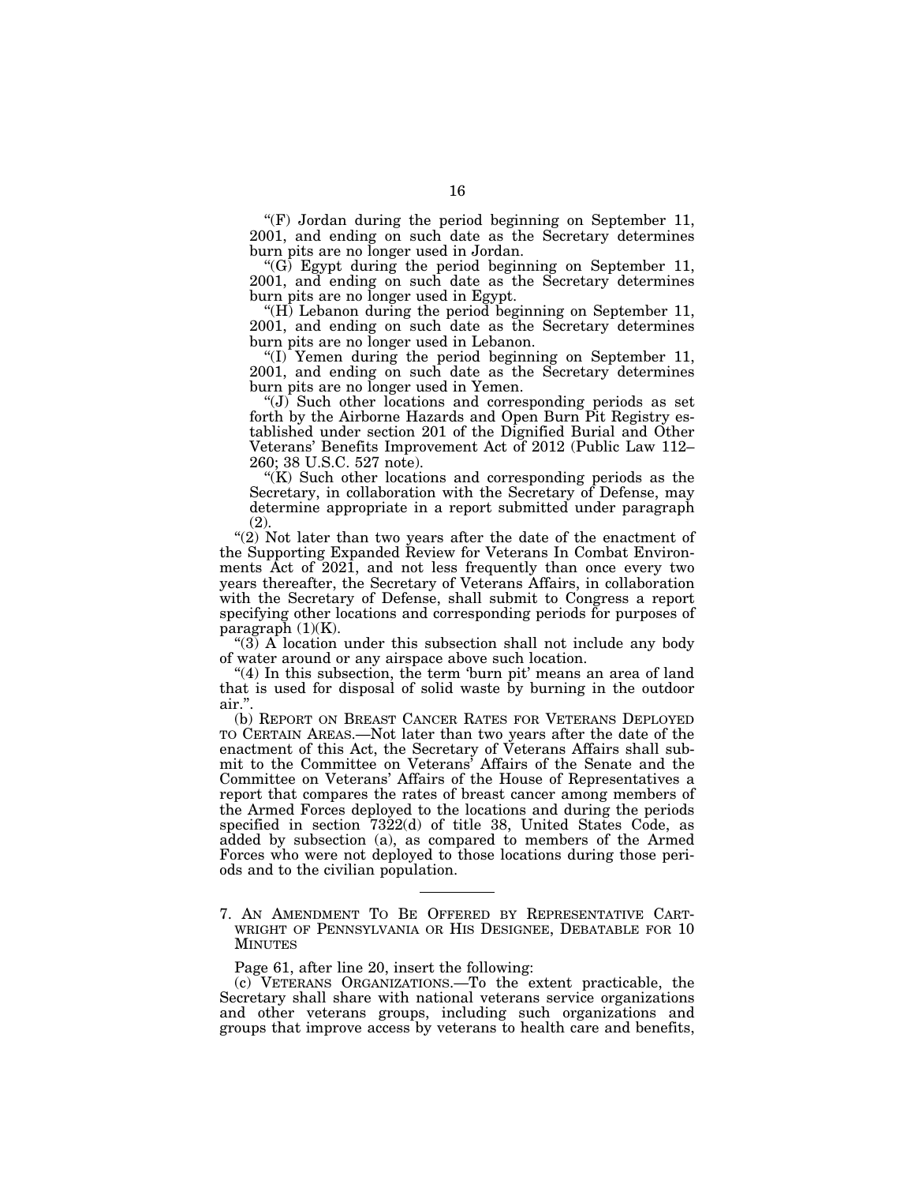"(F) Jordan during the period beginning on September 11, 2001, and ending on such date as the Secretary determines burn pits are no longer used in Jordan.

"(G) Egypt during the period beginning on September 11, 2001, and ending on such date as the Secretary determines burn pits are no longer used in Egypt.

"(H) Lebanon during the period beginning on September 11, 2001, and ending on such date as the Secretary determines burn pits are no longer used in Lebanon.

"(I) Yemen during the period beginning on September 11, 2001, and ending on such date as the Secretary determines burn pits are no longer used in Yemen.

"(J) Such other locations and corresponding periods as set forth by the Airborne Hazards and Open Burn Pit Registry established under section 201 of the Dignified Burial and Other Veterans' Benefits Improvement Act of 2012 (Public Law 112–260; 38 U.S.C. 527 note).

"(K) Such other locations and corresponding periods as the Secretary, in collaboration with the Secretary of Defense, may determine appropriate in a report submitted under paragraph (2).

"(2) Not later than two years after the date of the enactment of the Supporting Expanded Review for Veterans In Combat Environments Act of 2021, and not less frequently than once every two years thereafter, the Secretary of Veterans Affairs, in collaboration with the Secretary of Defense, shall submit to Congress a report specifying other locations and corresponding periods for purposes of paragraph (1)(K).

"(3) A location under this subsection shall not include any body of water around or any airspace above such location.

"(4) In this subsection, the term 'burn pit' means an area of land that is used for disposal of solid waste by burning in the outdoor air.".

(b) REPORT ON BREAST CANCER RATES FOR VETERANS DEPLOYED TO CERTAIN AREAS.—Not later than two years after the date of the enactment of this Act, the Secretary of Veterans Affairs shall submit to the Committee on Veterans' Affairs of the Senate and the Committee on Veterans' Affairs of the House of Representatives a report that compares the rates of breast cancer among members of the Armed Forces deployed to the locations and during the periods specified in section 7322(d) of title 38, United States Code, as added by subsection (a), as compared to members of the Armed Forces who were not deployed to those locations during those periods and to the civilian population.

---

7. AN AMENDMENT TO BE OFFERED BY REPRESENTATIVE CARTWRIGHT OF PENNSYLVANIA OR HIS DESIGNEE, DEBATABLE FOR 10 MINUTES

Page 61, after line 20, insert the following:

(c) VETERANS ORGANIZATIONS.—To the extent practicable, the Secretary shall share with national veterans service organizations and other veterans groups, including such organizations and groups that improve access by veterans to health care and benefits,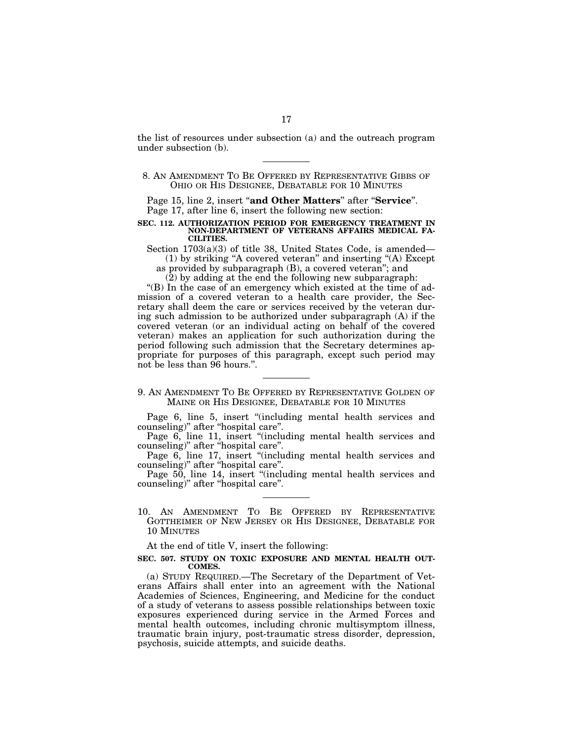the list of resources under subsection (a) and the outreach program under subsection (b).

---

8. AN AMENDMENT TO BE OFFERED BY REPRESENTATIVE GIBBS OF OHIO OR HIS DESIGNEE, DEBATABLE FOR 10 MINUTES

Page 15, line 2, insert "**and Other Matters**" after "**Service**".

Page 17, after line 6, insert the following new section:

**SEC. 112. AUTHORIZATION PERIOD FOR EMERGENCY TREATMENT IN NON-DEPARTMENT OF VETERANS AFFAIRS MEDICAL FACILITIES.**

Section 1703(a)(3) of title 38, United States Code, is amended—

(1) by striking "A covered veteran" and inserting "(A) Except as provided by subparagraph (B), a covered veteran"; and

(2) by adding at the end the following new subparagraph:

"(B) In the case of an emergency which existed at the time of admission of a covered veteran to a health care provider, the Secretary shall deem the care or services received by the veteran during such admission to be authorized under subparagraph (A) if the covered veteran (or an individual acting on behalf of the covered veteran) makes an application for such authorization during the period following such admission that the Secretary determines appropriate for purposes of this paragraph, except such period may not be less than 96 hours.".

---

9. AN AMENDMENT TO BE OFFERED BY REPRESENTATIVE GOLDEN OF MAINE OR HIS DESIGNEE, DEBATABLE FOR 10 MINUTES

Page 6, line 5, insert "(including mental health services and counseling)" after "hospital care".

Page 6, line 11, insert "(including mental health services and counseling)" after "hospital care".

Page 6, line 17, insert "(including mental health services and counseling)" after "hospital care".

Page 50, line 14, insert "(including mental health services and counseling)" after "hospital care".

---

10. AN AMENDMENT TO BE OFFERED BY REPRESENTATIVE GOTTHEIMER OF NEW JERSEY OR HIS DESIGNEE, DEBATABLE FOR 10 MINUTES

At the end of title V, insert the following:

**SEC. 507. STUDY ON TOXIC EXPOSURE AND MENTAL HEALTH OUTCOMES.**

(a) STUDY REQUIRED.—The Secretary of the Department of Veterans Affairs shall enter into an agreement with the National Academies of Sciences, Engineering, and Medicine for the conduct of a study of veterans to assess possible relationships between toxic exposures experienced during service in the Armed Forces and mental health outcomes, including chronic multisymptom illness, traumatic brain injury, post-traumatic stress disorder, depression, psychosis, suicide attempts, and suicide deaths.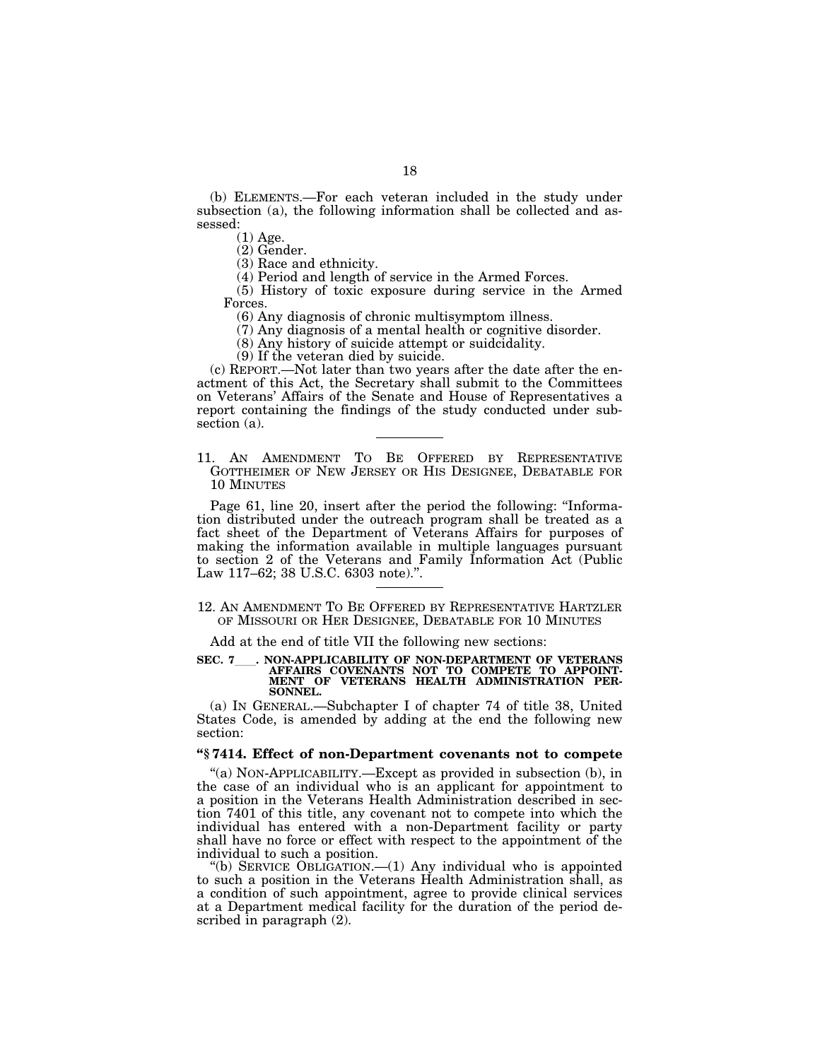(b) ELEMENTS.—For each veteran included in the study under subsection (a), the following information shall be collected and assessed:

(1) Age.

(2) Gender.

(3) Race and ethnicity.

(4) Period and length of service in the Armed Forces.

(5) History of toxic exposure during service in the Armed Forces.

(6) Any diagnosis of chronic multisymptom illness.

(7) Any diagnosis of a mental health or cognitive disorder.

(8) Any history of suicide attempt or suidcidality.

(9) If the veteran died by suicide.

(c) REPORT.—Not later than two years after the date after the enactment of this Act, the Secretary shall submit to the Committees on Veterans' Affairs of the Senate and House of Representatives a report containing the findings of the study conducted under subsection (a).

---

11. AN AMENDMENT TO BE OFFERED BY REPRESENTATIVE GOTTHEIMER OF NEW JERSEY OR HIS DESIGNEE, DEBATABLE FOR 10 MINUTES

Page 61, line 20, insert after the period the following: "Information distributed under the outreach program shall be treated as a fact sheet of the Department of Veterans Affairs for purposes of making the information available in multiple languages pursuant to section 2 of the Veterans and Family Information Act (Public Law 117–62; 38 U.S.C. 6303 note).".

---

12. AN AMENDMENT TO BE OFFERED BY REPRESENTATIVE HARTZLER OF MISSOURI OR HER DESIGNEE, DEBATABLE FOR 10 MINUTES

Add at the end of title VII the following new sections:

**SEC. 7\_\_\_\_. NON-APPLICABILITY OF NON-DEPARTMENT OF VETERANS AFFAIRS COVENANTS NOT TO COMPETE TO APPOINTMENT OF VETERANS HEALTH ADMINISTRATION PERSONNEL.**

(a) IN GENERAL.—Subchapter I of chapter 74 of title 38, United States Code, is amended by adding at the end the following new section:

**"§ 7414. Effect of non-Department covenants not to compete**

"(a) NON-APPLICABILITY.—Except as provided in subsection (b), in the case of an individual who is an applicant for appointment to a position in the Veterans Health Administration described in section 7401 of this title, any covenant not to compete into which the individual has entered with a non-Department facility or party shall have no force or effect with respect to the appointment of the individual to such a position.

"(b) SERVICE OBLIGATION.—(1) Any individual who is appointed to such a position in the Veterans Health Administration shall, as a condition of such appointment, agree to provide clinical services at a Department medical facility for the duration of the period described in paragraph (2).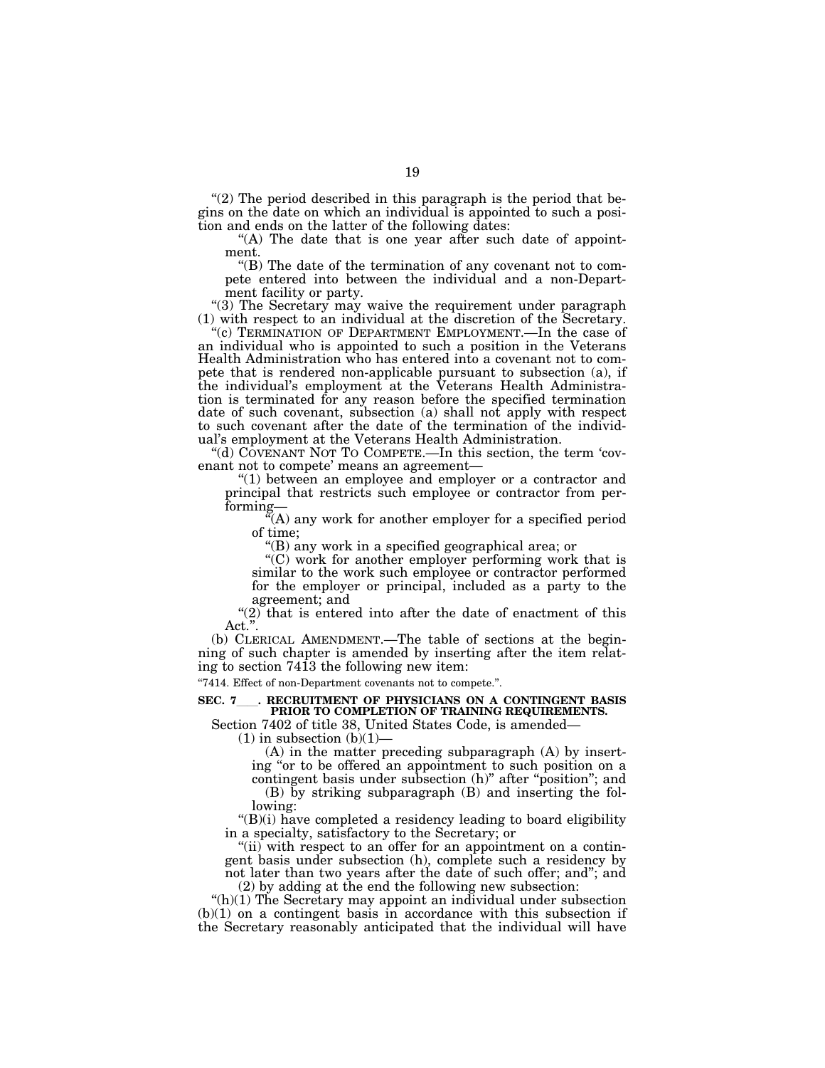"(2) The period described in this paragraph is the period that begins on the date on which an individual is appointed to such a position and ends on the latter of the following dates:

"(A) The date that is one year after such date of appointment.

"(B) The date of the termination of any covenant not to compete entered into between the individual and a non-Department facility or party.

"(3) The Secretary may waive the requirement under paragraph (1) with respect to an individual at the discretion of the Secretary.

"(c) TERMINATION OF DEPARTMENT EMPLOYMENT.—In the case of an individual who is appointed to such a position in the Veterans Health Administration who has entered into a covenant not to compete that is rendered non-applicable pursuant to subsection (a), if the individual's employment at the Veterans Health Administration is terminated for any reason before the specified termination date of such covenant, subsection (a) shall not apply with respect to such covenant after the date of the termination of the individual's employment at the Veterans Health Administration.

"(d) COVENANT NOT TO COMPETE.—In this section, the term 'covenant not to compete' means an agreement—

"(1) between an employee and employer or a contractor and principal that restricts such employee or contractor from performing—

"(A) any work for another employer for a specified period of time;

"(B) any work in a specified geographical area; or

"(C) work for another employer performing work that is similar to the work such employee or contractor performed for the employer or principal, included as a party to the agreement; and

"(2) that is entered into after the date of enactment of this Act.".

(b) CLERICAL AMENDMENT.—The table of sections at the beginning of such chapter is amended by inserting after the item relating to section 7413 the following new item:

"7414. Effect of non-Department covenants not to compete.".

**SEC. 7___. RECRUITMENT OF PHYSICIANS ON A CONTINGENT BASIS PRIOR TO COMPLETION OF TRAINING REQUIREMENTS.**

Section 7402 of title 38, United States Code, is amended—

(1) in subsection (b)(1)—

(A) in the matter preceding subparagraph (A) by inserting "or to be offered an appointment to such position on a contingent basis under subsection (h)" after "position"; and

(B) by striking subparagraph (B) and inserting the following:

"(B)(i) have completed a residency leading to board eligibility in a specialty, satisfactory to the Secretary; or

"(ii) with respect to an offer for an appointment on a contingent basis under subsection (h), complete such a residency by not later than two years after the date of such offer; and"; and

(2) by adding at the end the following new subsection:

"(h)(1) The Secretary may appoint an individual under subsection (b)(1) on a contingent basis in accordance with this subsection if the Secretary reasonably anticipated that the individual will have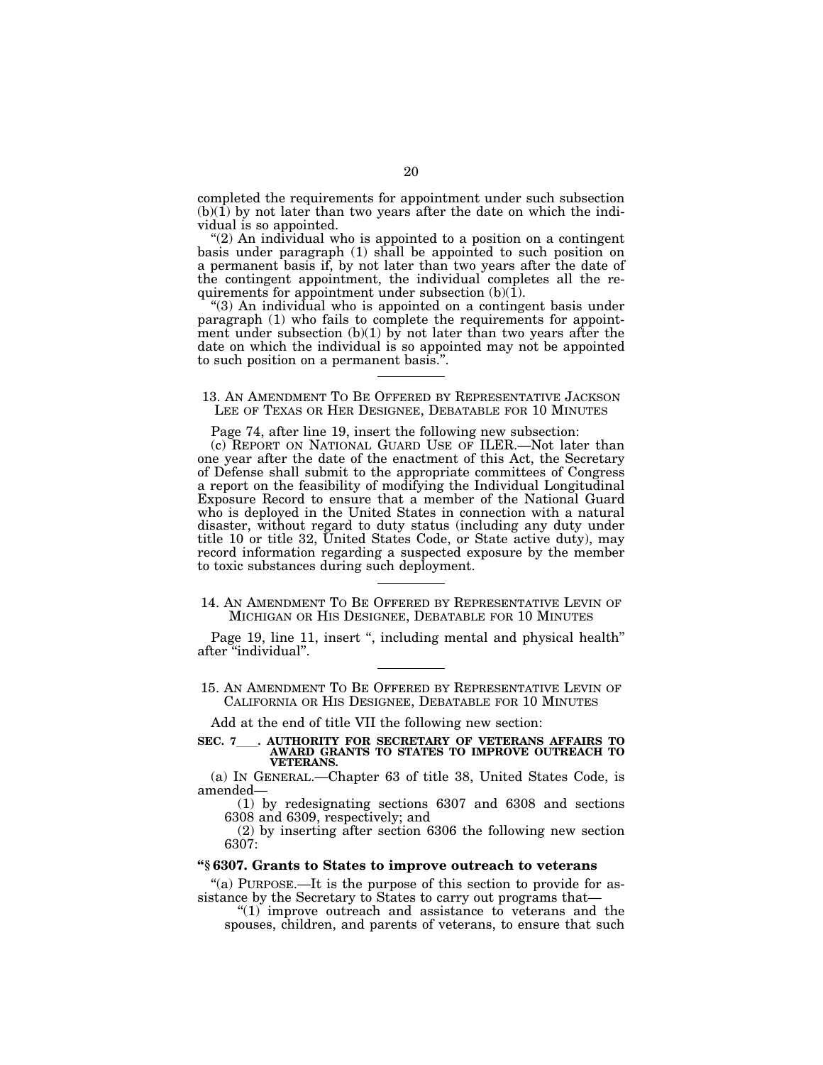completed the requirements for appointment under such subsection (b)(1) by not later than two years after the date on which the individual is so appointed.

"(2) An individual who is appointed to a position on a contingent basis under paragraph (1) shall be appointed to such position on a permanent basis if, by not later than two years after the date of the contingent appointment, the individual completes all the requirements for appointment under subsection (b)(1).

"(3) An individual who is appointed on a contingent basis under paragraph (1) who fails to complete the requirements for appointment under subsection (b)(1) by not later than two years after the date on which the individual is so appointed may not be appointed to such position on a permanent basis.".

---

13. AN AMENDMENT TO BE OFFERED BY REPRESENTATIVE JACKSON LEE OF TEXAS OR HER DESIGNEE, DEBATABLE FOR 10 MINUTES

Page 74, after line 19, insert the following new subsection:

(c) REPORT ON NATIONAL GUARD USE OF ILER.—Not later than one year after the date of the enactment of this Act, the Secretary of Defense shall submit to the appropriate committees of Congress a report on the feasibility of modifying the Individual Longitudinal Exposure Record to ensure that a member of the National Guard who is deployed in the United States in connection with a natural disaster, without regard to duty status (including any duty under title 10 or title 32, United States Code, or State active duty), may record information regarding a suspected exposure by the member to toxic substances during such deployment.

---

14. AN AMENDMENT TO BE OFFERED BY REPRESENTATIVE LEVIN OF MICHIGAN OR HIS DESIGNEE, DEBATABLE FOR 10 MINUTES

Page 19, line 11, insert ", including mental and physical health" after "individual".

---

15. AN AMENDMENT TO BE OFFERED BY REPRESENTATIVE LEVIN OF CALIFORNIA OR HIS DESIGNEE, DEBATABLE FOR 10 MINUTES

Add at the end of title VII the following new section:

**SEC. 7\_\_\_. AUTHORITY FOR SECRETARY OF VETERANS AFFAIRS TO AWARD GRANTS TO STATES TO IMPROVE OUTREACH TO VETERANS.**

(a) IN GENERAL.—Chapter 63 of title 38, United States Code, is amended—

(1) by redesignating sections 6307 and 6308 and sections 6308 and 6309, respectively; and

(2) by inserting after section 6306 the following new section 6307:

**"§ 6307. Grants to States to improve outreach to veterans**

"(a) PURPOSE.—It is the purpose of this section to provide for assistance by the Secretary to States to carry out programs that—

"(1) improve outreach and assistance to veterans and the spouses, children, and parents of veterans, to ensure that such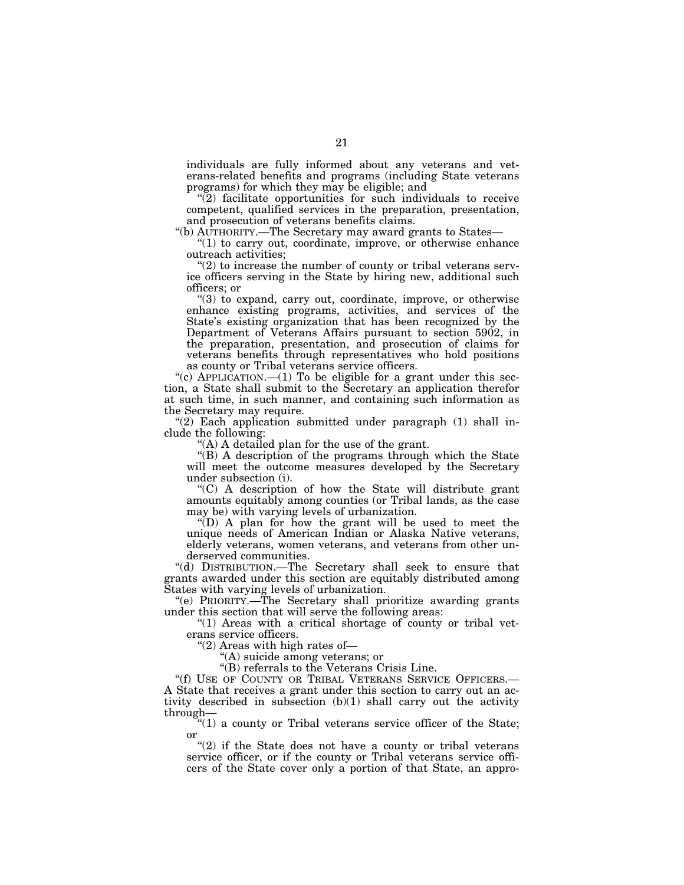individuals are fully informed about any veterans and veterans-related benefits and programs (including State veterans programs) for which they may be eligible; and

"(2) facilitate opportunities for such individuals to receive competent, qualified services in the preparation, presentation, and prosecution of veterans benefits claims.

"(b) AUTHORITY.—The Secretary may award grants to States—

"(1) to carry out, coordinate, improve, or otherwise enhance outreach activities;

"(2) to increase the number of county or tribal veterans service officers serving in the State by hiring new, additional such officers; or

"(3) to expand, carry out, coordinate, improve, or otherwise enhance existing programs, activities, and services of the State's existing organization that has been recognized by the Department of Veterans Affairs pursuant to section 5902, in the preparation, presentation, and prosecution of claims for veterans benefits through representatives who hold positions as county or Tribal veterans service officers.

"(c) APPLICATION.—(1) To be eligible for a grant under this section, a State shall submit to the Secretary an application therefor at such time, in such manner, and containing such information as the Secretary may require.

"(2) Each application submitted under paragraph (1) shall include the following:

"(A) A detailed plan for the use of the grant.

"(B) A description of the programs through which the State will meet the outcome measures developed by the Secretary under subsection (i).

"(C) A description of how the State will distribute grant amounts equitably among counties (or Tribal lands, as the case may be) with varying levels of urbanization.

"(D) A plan for how the grant will be used to meet the unique needs of American Indian or Alaska Native veterans, elderly veterans, women veterans, and veterans from other underserved communities.

"(d) DISTRIBUTION.—The Secretary shall seek to ensure that grants awarded under this section are equitably distributed among States with varying levels of urbanization.

"(e) PRIORITY.—The Secretary shall prioritize awarding grants under this section that will serve the following areas:

"(1) Areas with a critical shortage of county or tribal veterans service officers.

"(2) Areas with high rates of—

"(A) suicide among veterans; or

"(B) referrals to the Veterans Crisis Line.

"(f) USE OF COUNTY OR TRIBAL VETERANS SERVICE OFFICERS.—A State that receives a grant under this section to carry out an activity described in subsection (b)(1) shall carry out the activity through—

"(1) a county or Tribal veterans service officer of the State; or

"(2) if the State does not have a county or tribal veterans service officer, or if the county or Tribal veterans service officers of the State cover only a portion of that State, an appro-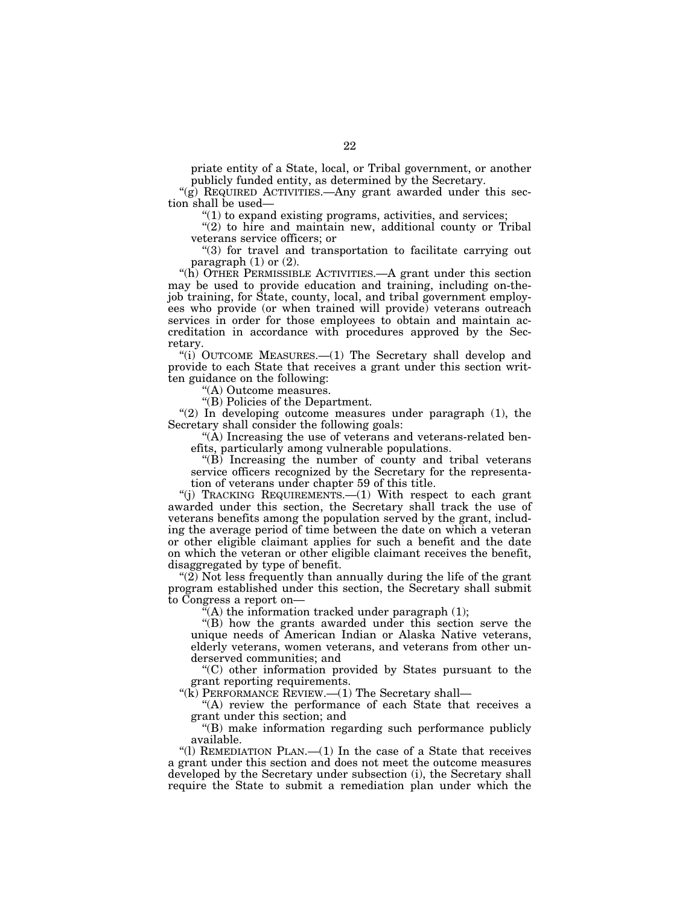priate entity of a State, local, or Tribal government, or another publicly funded entity, as determined by the Secretary.

"(g) REQUIRED ACTIVITIES.—Any grant awarded under this section shall be used—

"(1) to expand existing programs, activities, and services;

"(2) to hire and maintain new, additional county or Tribal veterans service officers; or

"(3) for travel and transportation to facilitate carrying out paragraph (1) or (2).

"(h) OTHER PERMISSIBLE ACTIVITIES.—A grant under this section may be used to provide education and training, including on-the-job training, for State, county, local, and tribal government employees who provide (or when trained will provide) veterans outreach services in order for those employees to obtain and maintain accreditation in accordance with procedures approved by the Secretary.

"(i) OUTCOME MEASURES.—(1) The Secretary shall develop and provide to each State that receives a grant under this section written guidance on the following:

"(A) Outcome measures.

"(B) Policies of the Department.

"(2) In developing outcome measures under paragraph (1), the Secretary shall consider the following goals:

"(A) Increasing the use of veterans and veterans-related benefits, particularly among vulnerable populations.

"(B) Increasing the number of county and tribal veterans service officers recognized by the Secretary for the representation of veterans under chapter 59 of this title.

"(j) TRACKING REQUIREMENTS.—(1) With respect to each grant awarded under this section, the Secretary shall track the use of veterans benefits among the population served by the grant, including the average period of time between the date on which a veteran or other eligible claimant applies for such a benefit and the date on which the veteran or other eligible claimant receives the benefit, disaggregated by type of benefit.

"(2) Not less frequently than annually during the life of the grant program established under this section, the Secretary shall submit to Congress a report on—

"(A) the information tracked under paragraph (1);

"(B) how the grants awarded under this section serve the unique needs of American Indian or Alaska Native veterans, elderly veterans, women veterans, and veterans from other underserved communities; and

"(C) other information provided by States pursuant to the grant reporting requirements.

"(k) PERFORMANCE REVIEW.—(1) The Secretary shall—

"(A) review the performance of each State that receives a grant under this section; and

"(B) make information regarding such performance publicly available.

"(l) REMEDIATION PLAN.—(1) In the case of a State that receives a grant under this section and does not meet the outcome measures developed by the Secretary under subsection (i), the Secretary shall require the State to submit a remediation plan under which the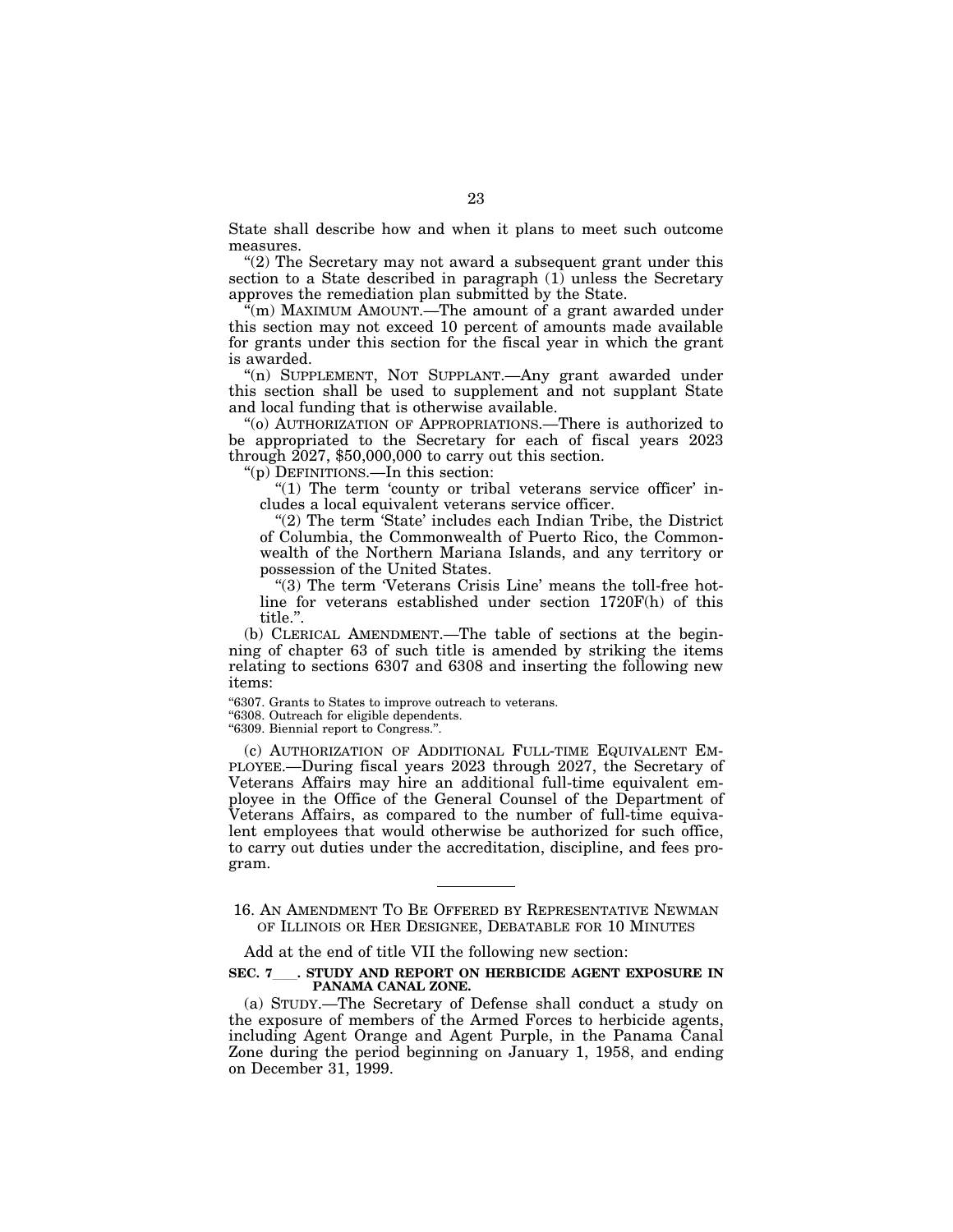State shall describe how and when it plans to meet such outcome measures.

"(2) The Secretary may not award a subsequent grant under this section to a State described in paragraph (1) unless the Secretary approves the remediation plan submitted by the State.

"(m) MAXIMUM AMOUNT.—The amount of a grant awarded under this section may not exceed 10 percent of amounts made available for grants under this section for the fiscal year in which the grant is awarded.

"(n) SUPPLEMENT, NOT SUPPLANT.—Any grant awarded under this section shall be used to supplement and not supplant State and local funding that is otherwise available.

"(o) AUTHORIZATION OF APPROPRIATIONS.—There is authorized to be appropriated to the Secretary for each of fiscal years 2023 through 2027, $50,000,000 to carry out this section.

"(p) DEFINITIONS.—In this section:

"(1) The term 'county or tribal veterans service officer' includes a local equivalent veterans service officer.

"(2) The term 'State' includes each Indian Tribe, the District of Columbia, the Commonwealth of Puerto Rico, the Commonwealth of the Northern Mariana Islands, and any territory or possession of the United States.

"(3) The term 'Veterans Crisis Line' means the toll-free hotline for veterans established under section 1720F(h) of this title.".

(b) CLERICAL AMENDMENT.—The table of sections at the beginning of chapter 63 of such title is amended by striking the items relating to sections 6307 and 6308 and inserting the following new items:

"6307. Grants to States to improve outreach to veterans.
"6308. Outreach for eligible dependents.
"6309. Biennial report to Congress.".

(c) AUTHORIZATION OF ADDITIONAL FULL-TIME EQUIVALENT EMPLOYEE.—During fiscal years 2023 through 2027, the Secretary of Veterans Affairs may hire an additional full-time equivalent employee in the Office of the General Counsel of the Department of Veterans Affairs, as compared to the number of full-time equivalent employees that would otherwise be authorized for such office, to carry out duties under the accreditation, discipline, and fees program.

---

16. AN AMENDMENT TO BE OFFERED BY REPRESENTATIVE NEWMAN OF ILLINOIS OR HER DESIGNEE, DEBATABLE FOR 10 MINUTES

Add at the end of title VII the following new section:

**SEC. 7\_\_\_. STUDY AND REPORT ON HERBICIDE AGENT EXPOSURE IN PANAMA CANAL ZONE.**

(a) STUDY.—The Secretary of Defense shall conduct a study on the exposure of members of the Armed Forces to herbicide agents, including Agent Orange and Agent Purple, in the Panama Canal Zone during the period beginning on January 1, 1958, and ending on December 31, 1999.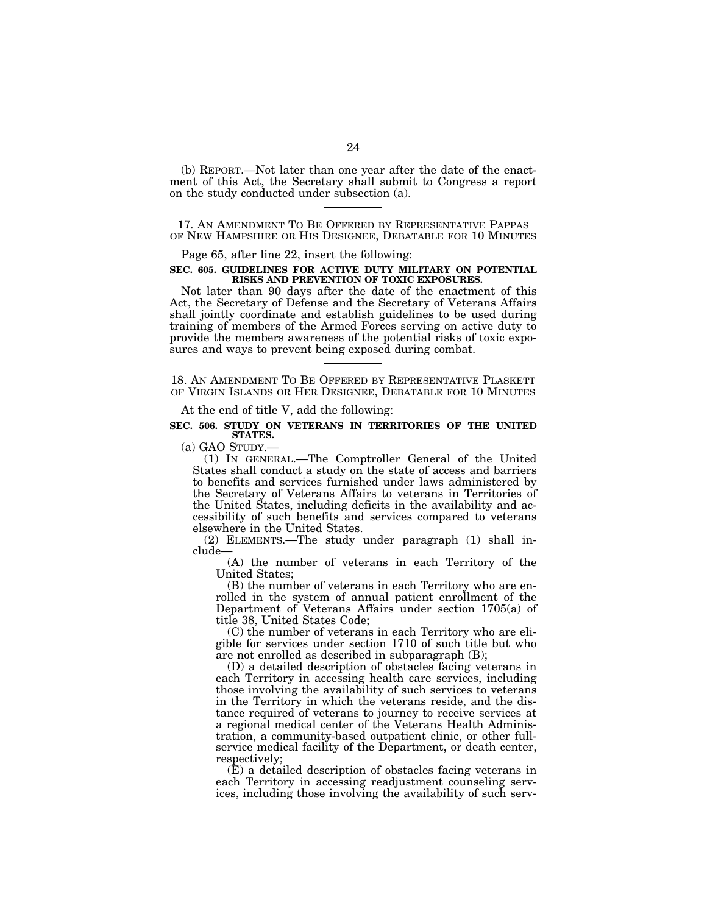(b) REPORT.—Not later than one year after the date of the enactment of this Act, the Secretary shall submit to Congress a report on the study conducted under subsection (a).

---

17. AN AMENDMENT TO BE OFFERED BY REPRESENTATIVE PAPPAS OF NEW HAMPSHIRE OR HIS DESIGNEE, DEBATABLE FOR 10 MINUTES

Page 65, after line 22, insert the following:

**SEC. 605. GUIDELINES FOR ACTIVE DUTY MILITARY ON POTENTIAL RISKS AND PREVENTION OF TOXIC EXPOSURES.**

Not later than 90 days after the date of the enactment of this Act, the Secretary of Defense and the Secretary of Veterans Affairs shall jointly coordinate and establish guidelines to be used during training of members of the Armed Forces serving on active duty to provide the members awareness of the potential risks of toxic exposures and ways to prevent being exposed during combat.

---

18. AN AMENDMENT TO BE OFFERED BY REPRESENTATIVE PLASKETT OF VIRGIN ISLANDS OR HER DESIGNEE, DEBATABLE FOR 10 MINUTES

At the end of title V, add the following:

**SEC. 506. STUDY ON VETERANS IN TERRITORIES OF THE UNITED STATES.**

(a) GAO STUDY.—

(1) IN GENERAL.—The Comptroller General of the United States shall conduct a study on the state of access and barriers to benefits and services furnished under laws administered by the Secretary of Veterans Affairs to veterans in Territories of the United States, including deficits in the availability and accessibility of such benefits and services compared to veterans elsewhere in the United States.

(2) ELEMENTS.—The study under paragraph (1) shall include—

(A) the number of veterans in each Territory of the United States;

(B) the number of veterans in each Territory who are enrolled in the system of annual patient enrollment of the Department of Veterans Affairs under section 1705(a) of title 38, United States Code;

(C) the number of veterans in each Territory who are eligible for services under section 1710 of such title but who are not enrolled as described in subparagraph (B);

(D) a detailed description of obstacles facing veterans in each Territory in accessing health care services, including those involving the availability of such services to veterans in the Territory in which the veterans reside, and the distance required of veterans to journey to receive services at a regional medical center of the Veterans Health Administration, a community-based outpatient clinic, or other full-service medical facility of the Department, or death center, respectively;

(E) a detailed description of obstacles facing veterans in each Territory in accessing readjustment counseling services, including those involving the availability of such serv-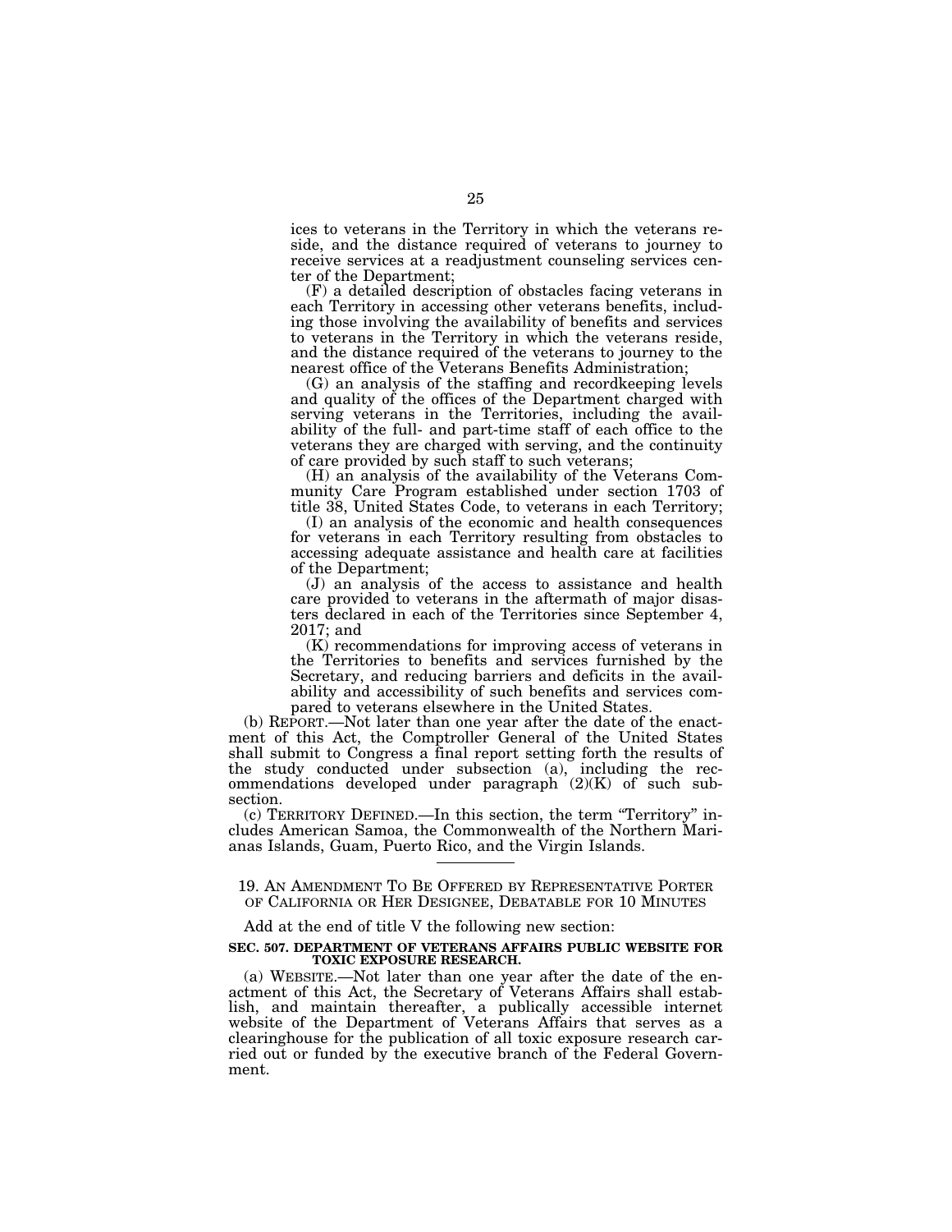ices to veterans in the Territory in which the veterans reside, and the distance required of veterans to journey to receive services at a readjustment counseling services center of the Department;

(F) a detailed description of obstacles facing veterans in each Territory in accessing other veterans benefits, including those involving the availability of benefits and services to veterans in the Territory in which the veterans reside, and the distance required of the veterans to journey to the nearest office of the Veterans Benefits Administration;

(G) an analysis of the staffing and recordkeeping levels and quality of the offices of the Department charged with serving veterans in the Territories, including the availability of the full- and part-time staff of each office to the veterans they are charged with serving, and the continuity of care provided by such staff to such veterans;

(H) an analysis of the availability of the Veterans Community Care Program established under section 1703 of title 38, United States Code, to veterans in each Territory;

(I) an analysis of the economic and health consequences for veterans in each Territory resulting from obstacles to accessing adequate assistance and health care at facilities of the Department;

(J) an analysis of the access to assistance and health care provided to veterans in the aftermath of major disasters declared in each of the Territories since September 4, 2017; and

(K) recommendations for improving access of veterans in the Territories to benefits and services furnished by the Secretary, and reducing barriers and deficits in the availability and accessibility of such benefits and services compared to veterans elsewhere in the United States.

(b) REPORT.—Not later than one year after the date of the enactment of this Act, the Comptroller General of the United States shall submit to Congress a final report setting forth the results of the study conducted under subsection (a), including the recommendations developed under paragraph (2)(K) of such subsection.

(c) TERRITORY DEFINED.—In this section, the term "Territory" includes American Samoa, the Commonwealth of the Northern Marianas Islands, Guam, Puerto Rico, and the Virgin Islands.

---

19. AN AMENDMENT TO BE OFFERED BY REPRESENTATIVE PORTER OF CALIFORNIA OR HER DESIGNEE, DEBATABLE FOR 10 MINUTES

Add at the end of title V the following new section:

**SEC. 507. DEPARTMENT OF VETERANS AFFAIRS PUBLIC WEBSITE FOR TOXIC EXPOSURE RESEARCH.**

(a) WEBSITE.—Not later than one year after the date of the enactment of this Act, the Secretary of Veterans Affairs shall establish, and maintain thereafter, a publically accessible internet website of the Department of Veterans Affairs that serves as a clearinghouse for the publication of all toxic exposure research carried out or funded by the executive branch of the Federal Government.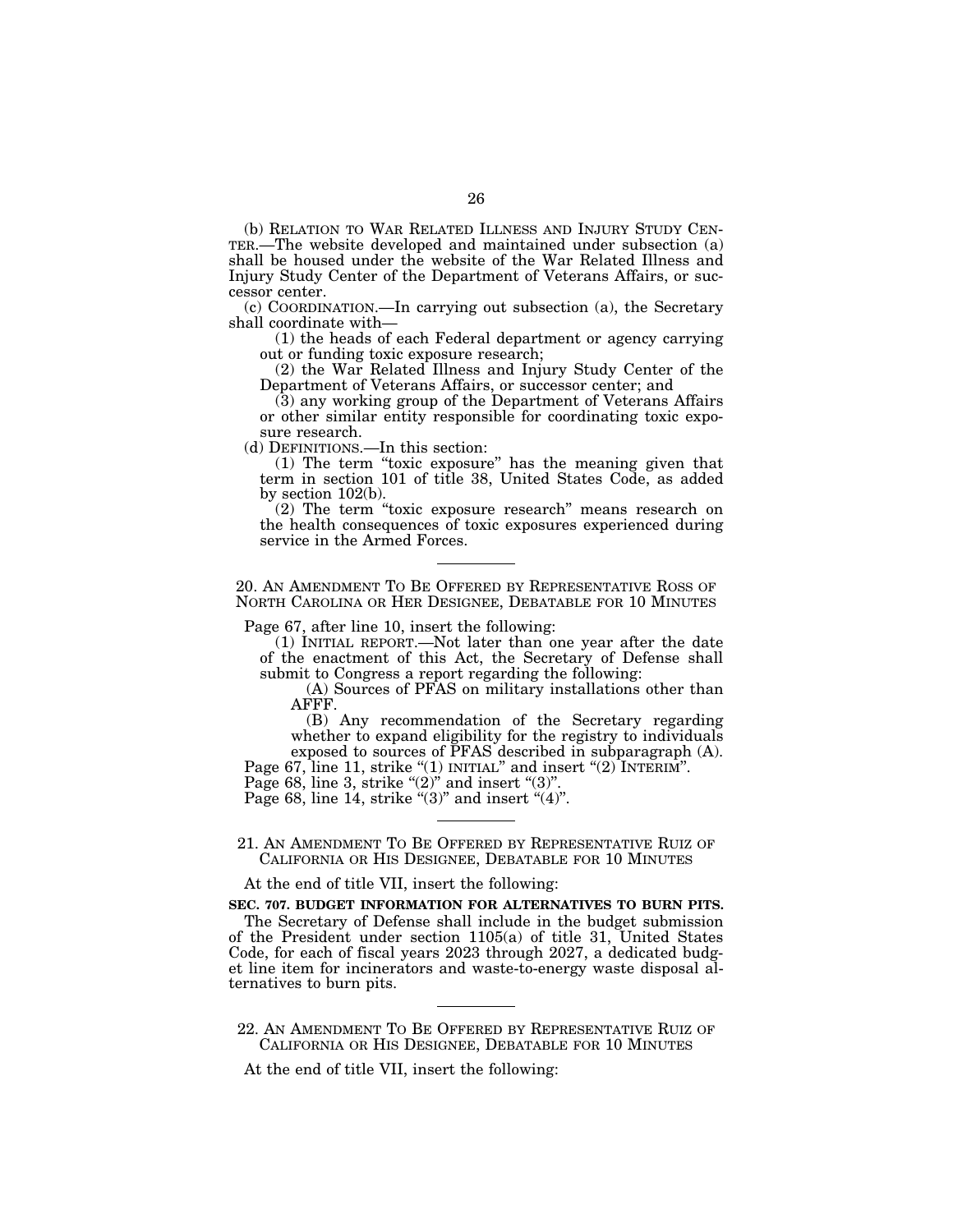(b) RELATION TO WAR RELATED ILLNESS AND INJURY STUDY CENTER.—The website developed and maintained under subsection (a) shall be housed under the website of the War Related Illness and Injury Study Center of the Department of Veterans Affairs, or successor center.

(c) COORDINATION.—In carrying out subsection (a), the Secretary shall coordinate with—

(1) the heads of each Federal department or agency carrying out or funding toxic exposure research;

(2) the War Related Illness and Injury Study Center of the Department of Veterans Affairs, or successor center; and

(3) any working group of the Department of Veterans Affairs or other similar entity responsible for coordinating toxic exposure research.

(d) DEFINITIONS.—In this section:

(1) The term "toxic exposure" has the meaning given that term in section 101 of title 38, United States Code, as added by section 102(b).

(2) The term "toxic exposure research" means research on the health consequences of toxic exposures experienced during service in the Armed Forces.

---

20. AN AMENDMENT TO BE OFFERED BY REPRESENTATIVE ROSS OF NORTH CAROLINA OR HER DESIGNEE, DEBATABLE FOR 10 MINUTES

Page 67, after line 10, insert the following:

(1) INITIAL REPORT.—Not later than one year after the date of the enactment of this Act, the Secretary of Defense shall submit to Congress a report regarding the following:

(A) Sources of PFAS on military installations other than AFFF.

(B) Any recommendation of the Secretary regarding whether to expand eligibility for the registry to individuals exposed to sources of PFAS described in subparagraph (A).

Page 67, line 11, strike "(1) INITIAL" and insert "(2) INTERIM".

Page 68, line 3, strike "(2)" and insert "(3)".

Page 68, line 14, strike "(3)" and insert "(4)".

---

21. AN AMENDMENT TO BE OFFERED BY REPRESENTATIVE RUIZ OF CALIFORNIA OR HIS DESIGNEE, DEBATABLE FOR 10 MINUTES

At the end of title VII, insert the following:

**SEC. 707. BUDGET INFORMATION FOR ALTERNATIVES TO BURN PITS.**

The Secretary of Defense shall include in the budget submission of the President under section 1105(a) of title 31, United States Code, for each of fiscal years 2023 through 2027, a dedicated budget line item for incinerators and waste-to-energy waste disposal alternatives to burn pits.

---

22. AN AMENDMENT TO BE OFFERED BY REPRESENTATIVE RUIZ OF CALIFORNIA OR HIS DESIGNEE, DEBATABLE FOR 10 MINUTES

At the end of title VII, insert the following: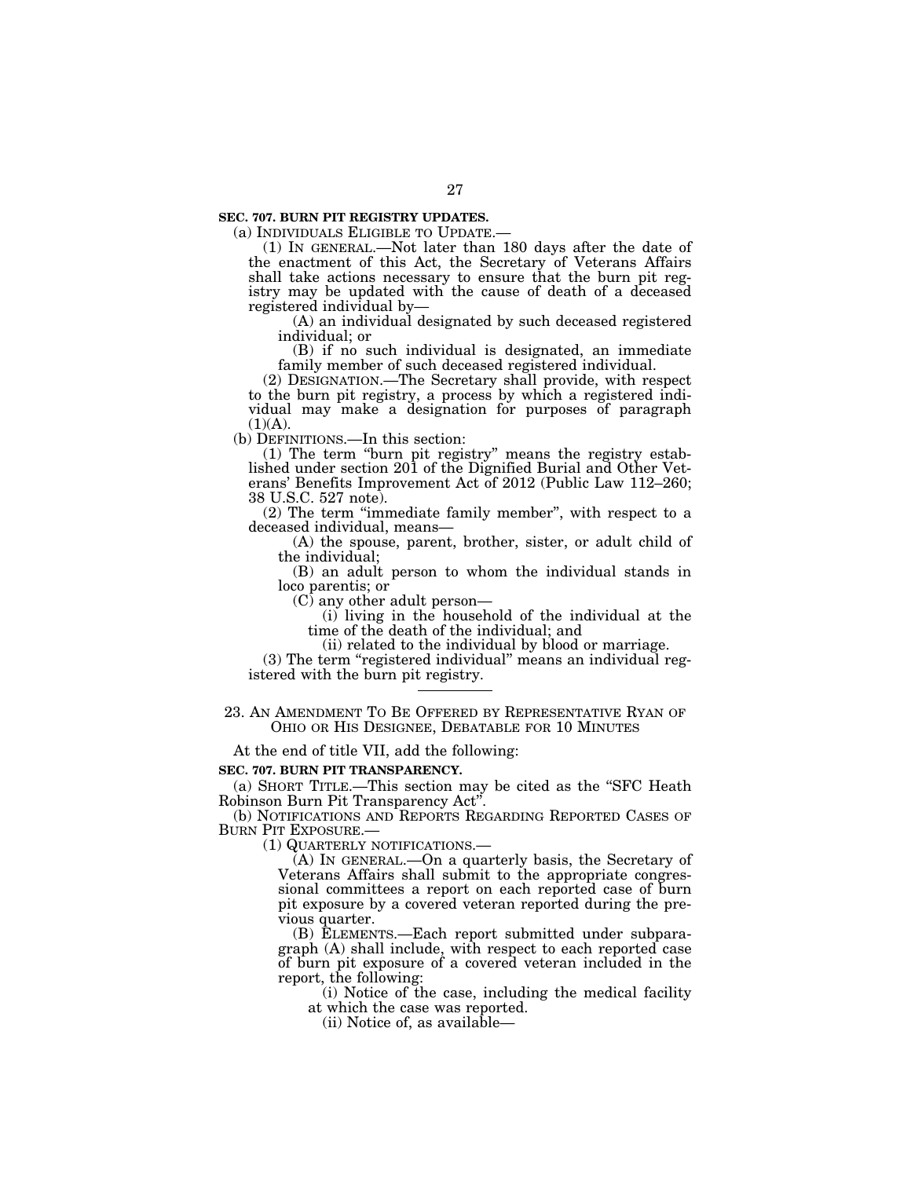**SEC. 707. BURN PIT REGISTRY UPDATES.**

(a) INDIVIDUALS ELIGIBLE TO UPDATE.—

(1) IN GENERAL.—Not later than 180 days after the date of the enactment of this Act, the Secretary of Veterans Affairs shall take actions necessary to ensure that the burn pit registry may be updated with the cause of death of a deceased registered individual by—

(A) an individual designated by such deceased registered individual; or

(B) if no such individual is designated, an immediate family member of such deceased registered individual.

(2) DESIGNATION.—The Secretary shall provide, with respect to the burn pit registry, a process by which a registered individual may make a designation for purposes of paragraph (1)(A).

(b) DEFINITIONS.—In this section:

(1) The term "burn pit registry" means the registry established under section 201 of the Dignified Burial and Other Veterans' Benefits Improvement Act of 2012 (Public Law 112–260; 38 U.S.C. 527 note).

(2) The term "immediate family member", with respect to a deceased individual, means—

(A) the spouse, parent, brother, sister, or adult child of the individual;

(B) an adult person to whom the individual stands in loco parentis; or

(C) any other adult person—

(i) living in the household of the individual at the time of the death of the individual; and

(ii) related to the individual by blood or marriage.

(3) The term "registered individual" means an individual registered with the burn pit registry.

---

23. AN AMENDMENT TO BE OFFERED BY REPRESENTATIVE RYAN OF OHIO OR HIS DESIGNEE, DEBATABLE FOR 10 MINUTES

At the end of title VII, add the following:

**SEC. 707. BURN PIT TRANSPARENCY.**

(a) SHORT TITLE.—This section may be cited as the "SFC Heath Robinson Burn Pit Transparency Act".

(b) NOTIFICATIONS AND REPORTS REGARDING REPORTED CASES OF BURN PIT EXPOSURE.—

(1) QUARTERLY NOTIFICATIONS.—

(A) IN GENERAL.—On a quarterly basis, the Secretary of Veterans Affairs shall submit to the appropriate congressional committees a report on each reported case of burn pit exposure by a covered veteran reported during the previous quarter.

(B) ELEMENTS.—Each report submitted under subparagraph (A) shall include, with respect to each reported case of burn pit exposure of a covered veteran included in the report, the following:

(i) Notice of the case, including the medical facility at which the case was reported.

(ii) Notice of, as available—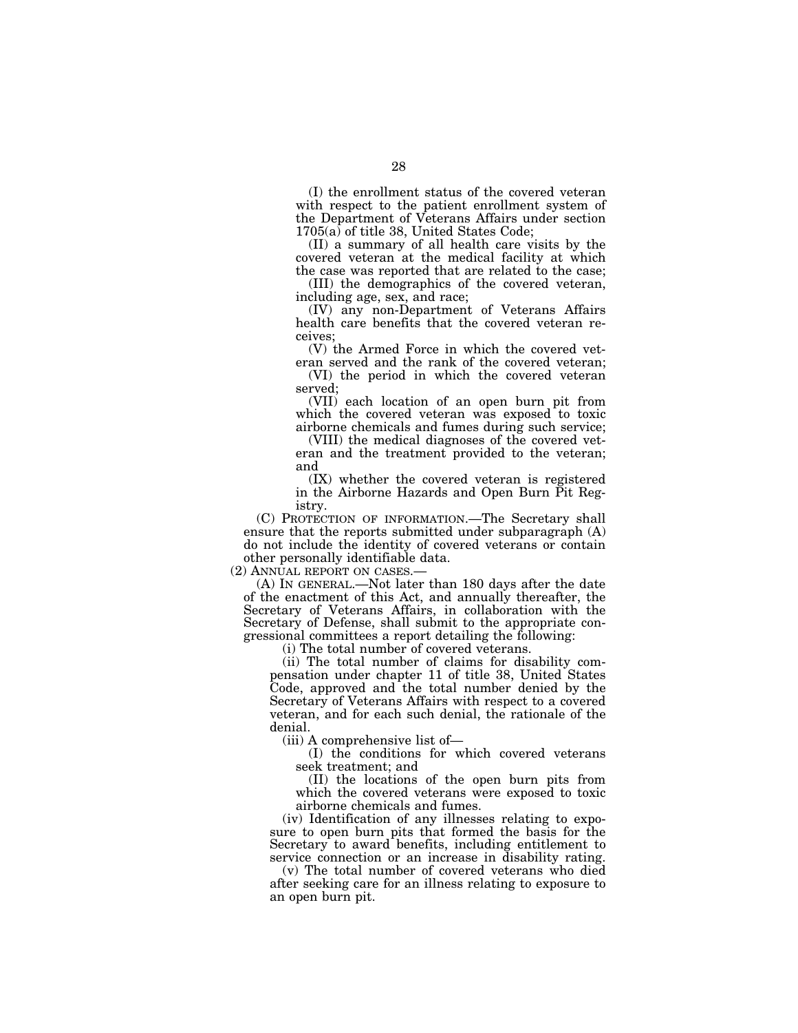(I) the enrollment status of the covered veteran with respect to the patient enrollment system of the Department of Veterans Affairs under section 1705(a) of title 38, United States Code;

(II) a summary of all health care visits by the covered veteran at the medical facility at which the case was reported that are related to the case;

(III) the demographics of the covered veteran, including age, sex, and race;

(IV) any non-Department of Veterans Affairs health care benefits that the covered veteran receives;

(V) the Armed Force in which the covered veteran served and the rank of the covered veteran;

(VI) the period in which the covered veteran served;

(VII) each location of an open burn pit from which the covered veteran was exposed to toxic airborne chemicals and fumes during such service;

(VIII) the medical diagnoses of the covered veteran and the treatment provided to the veteran; and

(IX) whether the covered veteran is registered in the Airborne Hazards and Open Burn Pit Registry.

(C) PROTECTION OF INFORMATION.—The Secretary shall ensure that the reports submitted under subparagraph (A) do not include the identity of covered veterans or contain other personally identifiable data.

(2) ANNUAL REPORT ON CASES.—

(A) IN GENERAL.—Not later than 180 days after the date of the enactment of this Act, and annually thereafter, the Secretary of Veterans Affairs, in collaboration with the Secretary of Defense, shall submit to the appropriate congressional committees a report detailing the following:

(i) The total number of covered veterans.

(ii) The total number of claims for disability compensation under chapter 11 of title 38, United States Code, approved and the total number denied by the Secretary of Veterans Affairs with respect to a covered veteran, and for each such denial, the rationale of the denial.

(iii) A comprehensive list of—

(I) the conditions for which covered veterans seek treatment; and

(II) the locations of the open burn pits from which the covered veterans were exposed to toxic airborne chemicals and fumes.

(iv) Identification of any illnesses relating to exposure to open burn pits that formed the basis for the Secretary to award benefits, including entitlement to service connection or an increase in disability rating.

(v) The total number of covered veterans who died after seeking care for an illness relating to exposure to an open burn pit.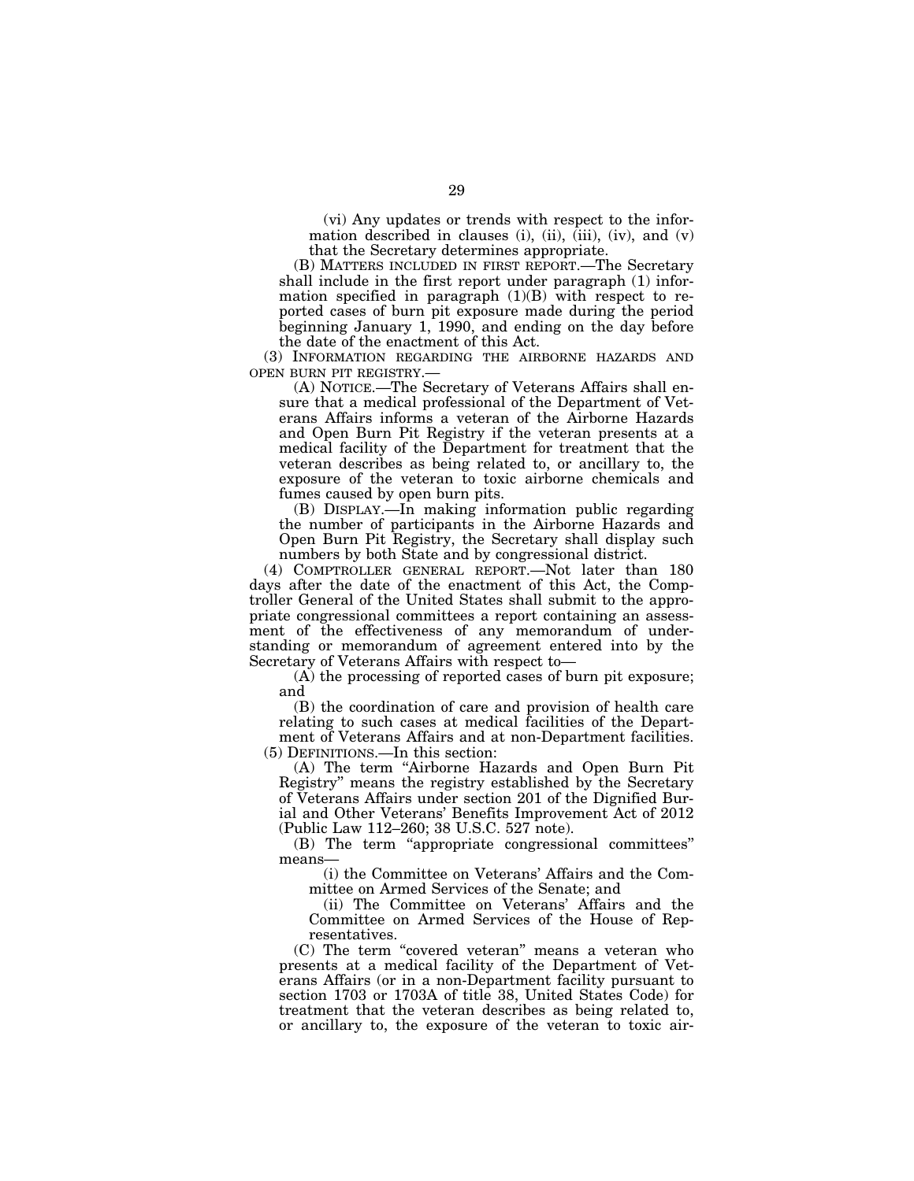(vi) Any updates or trends with respect to the information described in clauses (i), (ii), (iii), (iv), and (v) that the Secretary determines appropriate.

(B) MATTERS INCLUDED IN FIRST REPORT.—The Secretary shall include in the first report under paragraph (1) information specified in paragraph (1)(B) with respect to reported cases of burn pit exposure made during the period beginning January 1, 1990, and ending on the day before the date of the enactment of this Act.

(3) INFORMATION REGARDING THE AIRBORNE HAZARDS AND OPEN BURN PIT REGISTRY.—

(A) NOTICE.—The Secretary of Veterans Affairs shall ensure that a medical professional of the Department of Veterans Affairs informs a veteran of the Airborne Hazards and Open Burn Pit Registry if the veteran presents at a medical facility of the Department for treatment that the veteran describes as being related to, or ancillary to, the exposure of the veteran to toxic airborne chemicals and fumes caused by open burn pits.

(B) DISPLAY.—In making information public regarding the number of participants in the Airborne Hazards and Open Burn Pit Registry, the Secretary shall display such numbers by both State and by congressional district.

(4) COMPTROLLER GENERAL REPORT.—Not later than 180 days after the date of the enactment of this Act, the Comptroller General of the United States shall submit to the appropriate congressional committees a report containing an assessment of the effectiveness of any memorandum of understanding or memorandum of agreement entered into by the Secretary of Veterans Affairs with respect to—

(A) the processing of reported cases of burn pit exposure; and

(B) the coordination of care and provision of health care relating to such cases at medical facilities of the Department of Veterans Affairs and at non-Department facilities.

(5) DEFINITIONS.—In this section:

(A) The term "Airborne Hazards and Open Burn Pit Registry" means the registry established by the Secretary of Veterans Affairs under section 201 of the Dignified Burial and Other Veterans' Benefits Improvement Act of 2012 (Public Law 112–260; 38 U.S.C. 527 note).

(B) The term "appropriate congressional committees" means—

(i) the Committee on Veterans' Affairs and the Committee on Armed Services of the Senate; and

(ii) The Committee on Veterans' Affairs and the Committee on Armed Services of the House of Representatives.

(C) The term "covered veteran" means a veteran who presents at a medical facility of the Department of Veterans Affairs (or in a non-Department facility pursuant to section 1703 or 1703A of title 38, United States Code) for treatment that the veteran describes as being related to, or ancillary to, the exposure of the veteran to toxic air-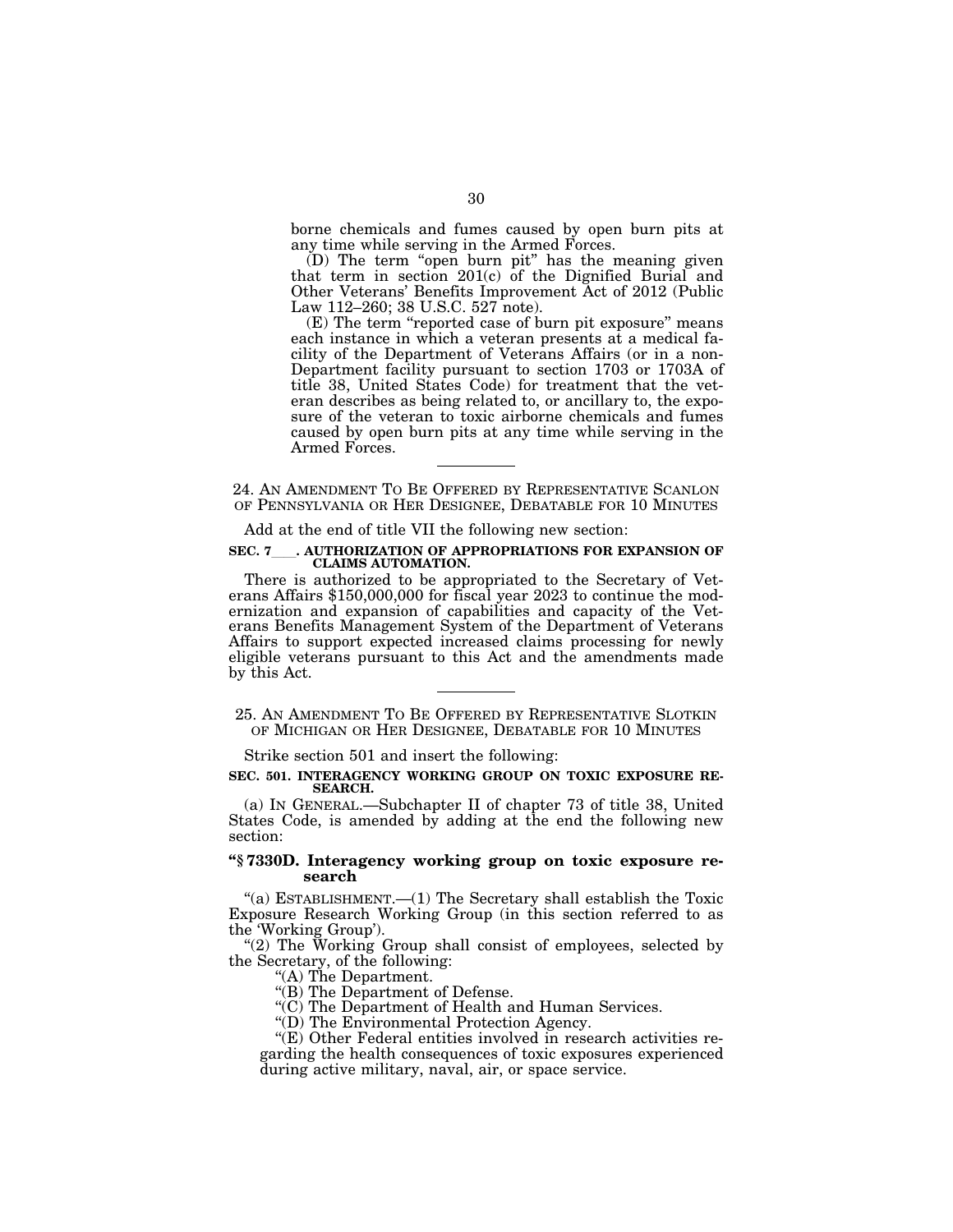borne chemicals and fumes caused by open burn pits at any time while serving in the Armed Forces.

(D) The term "open burn pit" has the meaning given that term in section 201(c) of the Dignified Burial and Other Veterans' Benefits Improvement Act of 2012 (Public Law 112–260; 38 U.S.C. 527 note).

(E) The term "reported case of burn pit exposure" means each instance in which a veteran presents at a medical facility of the Department of Veterans Affairs (or in a non-Department facility pursuant to section 1703 or 1703A of title 38, United States Code) for treatment that the veteran describes as being related to, or ancillary to, the exposure of the veteran to toxic airborne chemicals and fumes caused by open burn pits at any time while serving in the Armed Forces.

---

24. AN AMENDMENT TO BE OFFERED BY REPRESENTATIVE SCANLON OF PENNSYLVANIA OR HER DESIGNEE, DEBATABLE FOR 10 MINUTES

Add at the end of title VII the following new section:

**SEC. 7\_\_\_. AUTHORIZATION OF APPROPRIATIONS FOR EXPANSION OF CLAIMS AUTOMATION.**

There is authorized to be appropriated to the Secretary of Veterans Affairs $150,000,000 for fiscal year 2023 to continue the modernization and expansion of capabilities and capacity of the Veterans Benefits Management System of the Department of Veterans Affairs to support expected increased claims processing for newly eligible veterans pursuant to this Act and the amendments made by this Act.

---

25. AN AMENDMENT TO BE OFFERED BY REPRESENTATIVE SLOTKIN OF MICHIGAN OR HER DESIGNEE, DEBATABLE FOR 10 MINUTES

Strike section 501 and insert the following:

**SEC. 501. INTERAGENCY WORKING GROUP ON TOXIC EXPOSURE RESEARCH.**

(a) IN GENERAL.—Subchapter II of chapter 73 of title 38, United States Code, is amended by adding at the end the following new section:

**"§ 7330D. Interagency working group on toxic exposure research**

"(a) ESTABLISHMENT.—(1) The Secretary shall establish the Toxic Exposure Research Working Group (in this section referred to as the 'Working Group').

"(2) The Working Group shall consist of employees, selected by the Secretary, of the following:

"(A) The Department.

"(B) The Department of Defense.

"(C) The Department of Health and Human Services.

"(D) The Environmental Protection Agency.

"(E) Other Federal entities involved in research activities regarding the health consequences of toxic exposures experienced during active military, naval, air, or space service.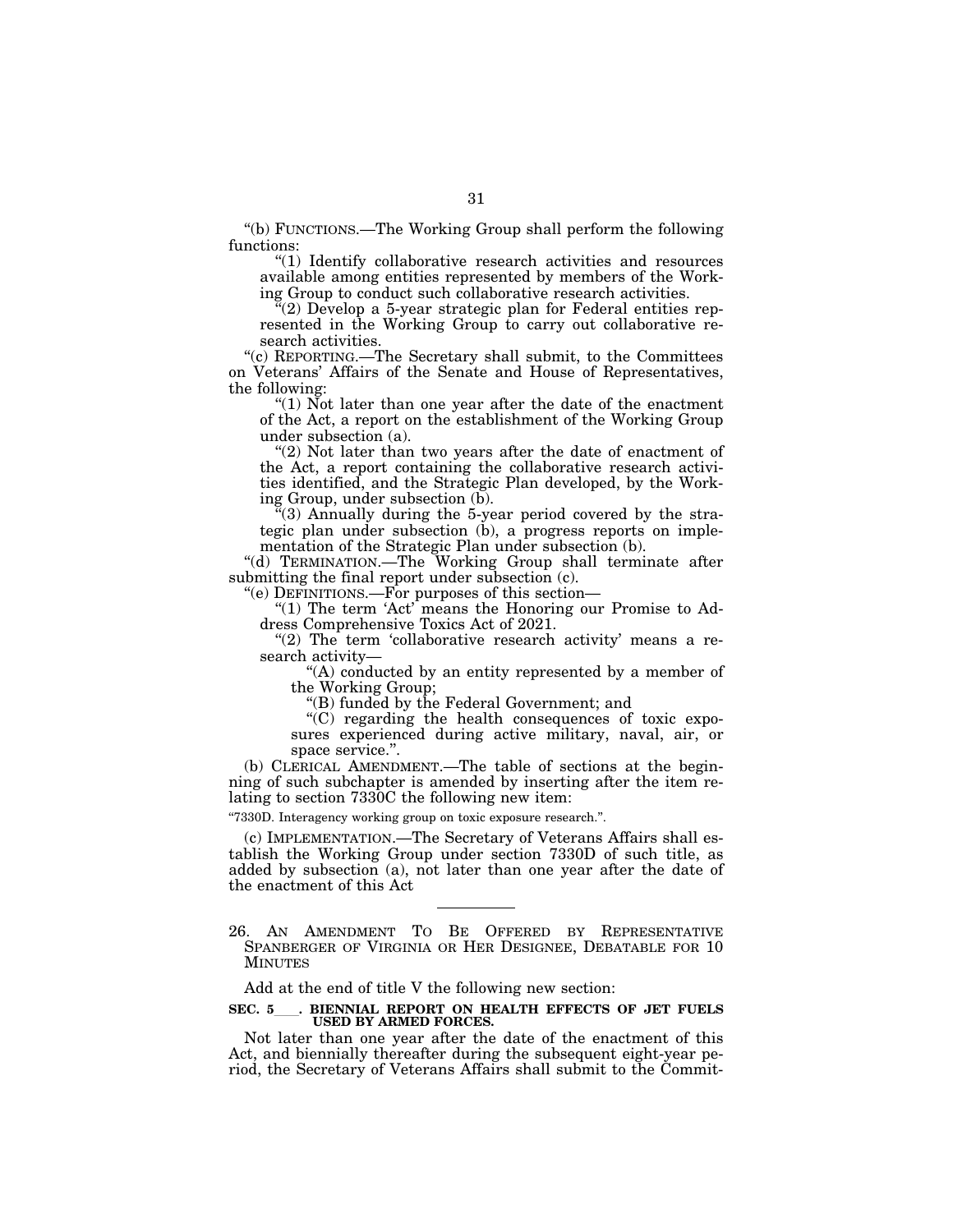"(b) FUNCTIONS.—The Working Group shall perform the following functions:

"(1) Identify collaborative research activities and resources available among entities represented by members of the Working Group to conduct such collaborative research activities.

"(2) Develop a 5-year strategic plan for Federal entities represented in the Working Group to carry out collaborative research activities.

"(c) REPORTING.—The Secretary shall submit, to the Committees on Veterans' Affairs of the Senate and House of Representatives, the following:

"(1) Not later than one year after the date of the enactment of the Act, a report on the establishment of the Working Group under subsection (a).

"(2) Not later than two years after the date of enactment of the Act, a report containing the collaborative research activities identified, and the Strategic Plan developed, by the Working Group, under subsection (b).

"(3) Annually during the 5-year period covered by the strategic plan under subsection (b), a progress reports on implementation of the Strategic Plan under subsection (b).

"(d) TERMINATION.—The Working Group shall terminate after submitting the final report under subsection (c).

"(e) DEFINITIONS.—For purposes of this section—

"(1) The term 'Act' means the Honoring our Promise to Address Comprehensive Toxics Act of 2021.

"(2) The term 'collaborative research activity' means a research activity—

"(A) conducted by an entity represented by a member of the Working Group;

"(B) funded by the Federal Government; and

"(C) regarding the health consequences of toxic exposures experienced during active military, naval, air, or space service.".

(b) CLERICAL AMENDMENT.—The table of sections at the beginning of such subchapter is amended by inserting after the item relating to section 7330C the following new item:

"7330D. Interagency working group on toxic exposure research.".

(c) IMPLEMENTATION.—The Secretary of Veterans Affairs shall establish the Working Group under section 7330D of such title, as added by subsection (a), not later than one year after the date of the enactment of this Act

---

26. AN AMENDMENT TO BE OFFERED BY REPRESENTATIVE SPANBERGER OF VIRGINIA OR HER DESIGNEE, DEBATABLE FOR 10 MINUTES

Add at the end of title V the following new section:

**SEC. 5___. BIENNIAL REPORT ON HEALTH EFFECTS OF JET FUELS USED BY ARMED FORCES.**

Not later than one year after the date of the enactment of this Act, and biennially thereafter during the subsequent eight-year period, the Secretary of Veterans Affairs shall submit to the Commit-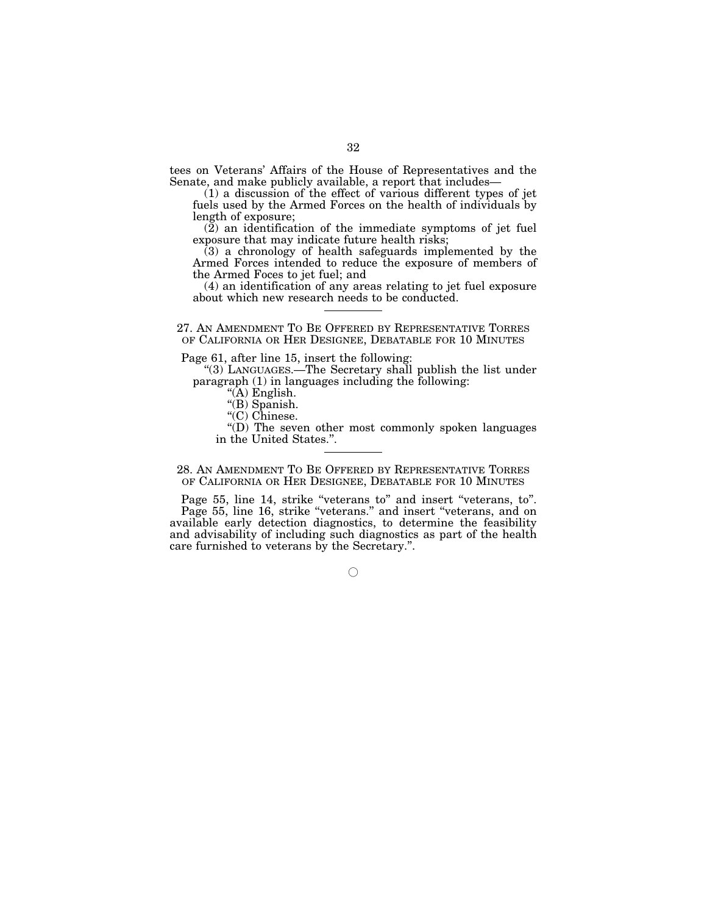tees on Veterans' Affairs of the House of Representatives and the Senate, and make publicly available, a report that includes—

(1) a discussion of the effect of various different types of jet fuels used by the Armed Forces on the health of individuals by length of exposure;

(2) an identification of the immediate symptoms of jet fuel exposure that may indicate future health risks;

(3) a chronology of health safeguards implemented by the Armed Forces intended to reduce the exposure of members of the Armed Foces to jet fuel; and

(4) an identification of any areas relating to jet fuel exposure about which new research needs to be conducted.

---

27. AN AMENDMENT TO BE OFFERED BY REPRESENTATIVE TORRES OF CALIFORNIA OR HER DESIGNEE, DEBATABLE FOR 10 MINUTES

Page 61, after line 15, insert the following:

"(3) LANGUAGES.—The Secretary shall publish the list under paragraph (1) in languages including the following:

"(A) English.

"(B) Spanish.

"(C) Chinese.

"(D) The seven other most commonly spoken languages in the United States.".

---

28. AN AMENDMENT TO BE OFFERED BY REPRESENTATIVE TORRES OF CALIFORNIA OR HER DESIGNEE, DEBATABLE FOR 10 MINUTES

Page 55, line 14, strike "veterans to" and insert "veterans, to".

Page 55, line 16, strike "veterans." and insert "veterans, and on available early detection diagnostics, to determine the feasibility and advisability of including such diagnostics as part of the health care furnished to veterans by the Secretary.".